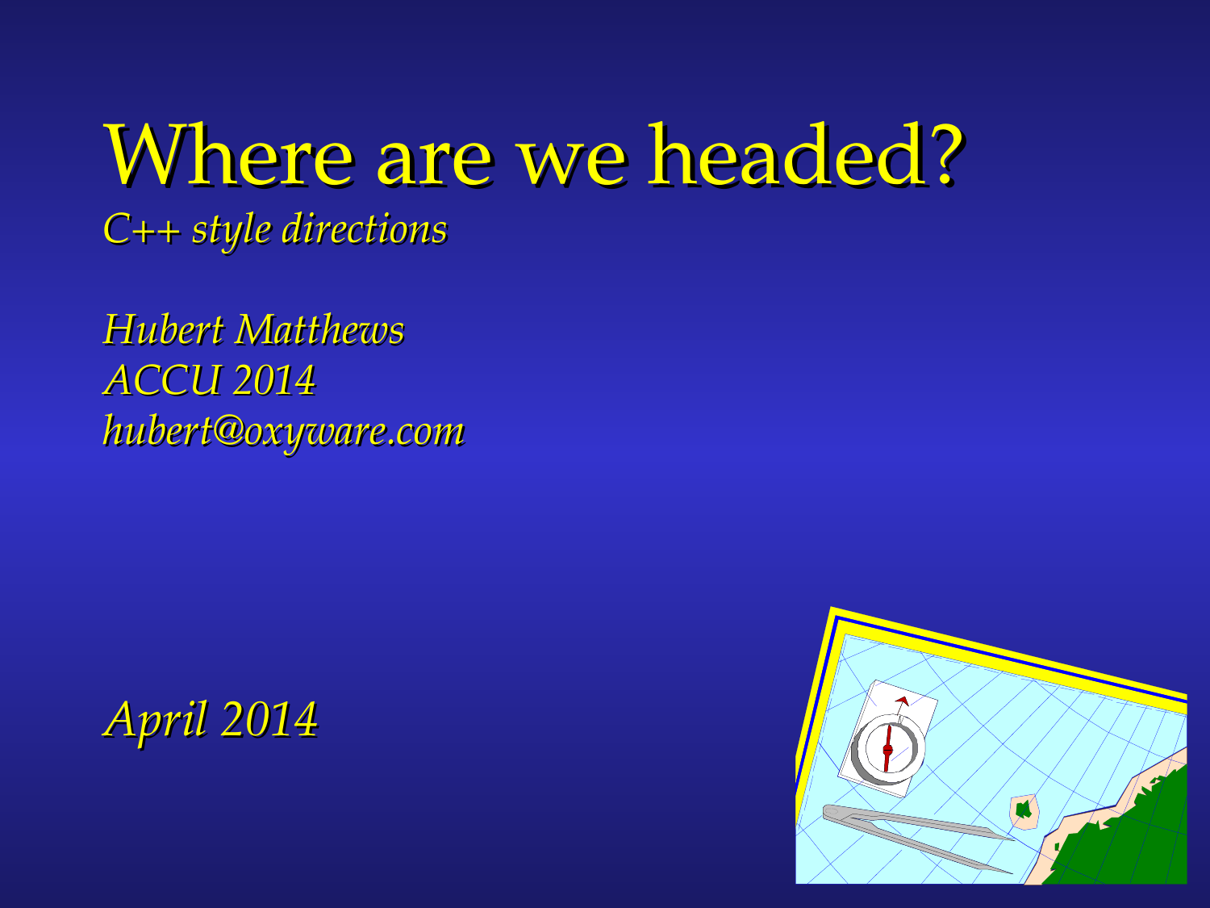# Where are we headed?

*C++ style directions*

*Hubert Matthews*
*ACCU 2014*
*hubert@oxyware.com*

*April 2014*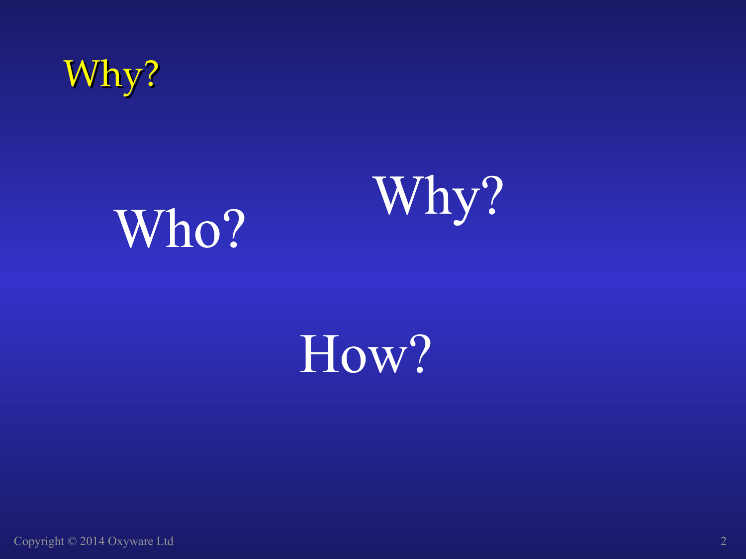# Why?

Who?

Why?

How?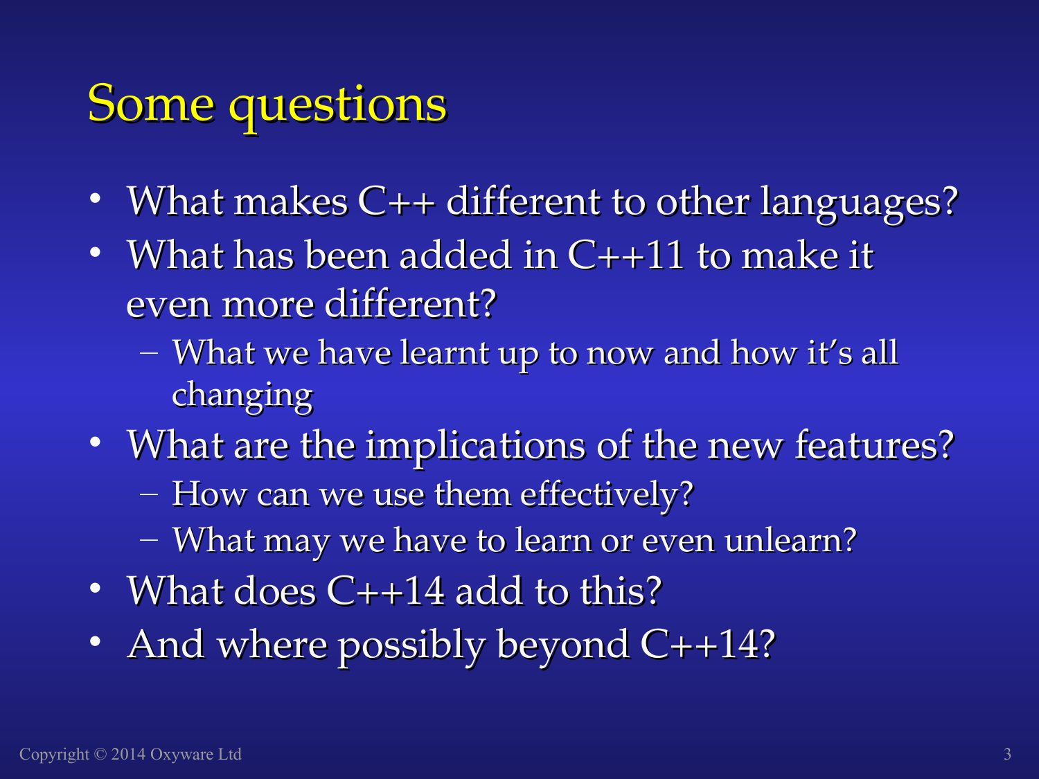# Some questions

- What makes C++ different to other languages?
- What has been added in C++11 to make it even more different?
  - What we have learnt up to now and how it's all changing
- What are the implications of the new features?
  - How can we use them effectively?
  - What may we have to learn or even unlearn?
- What does C++14 add to this?
- And where possibly beyond C++14?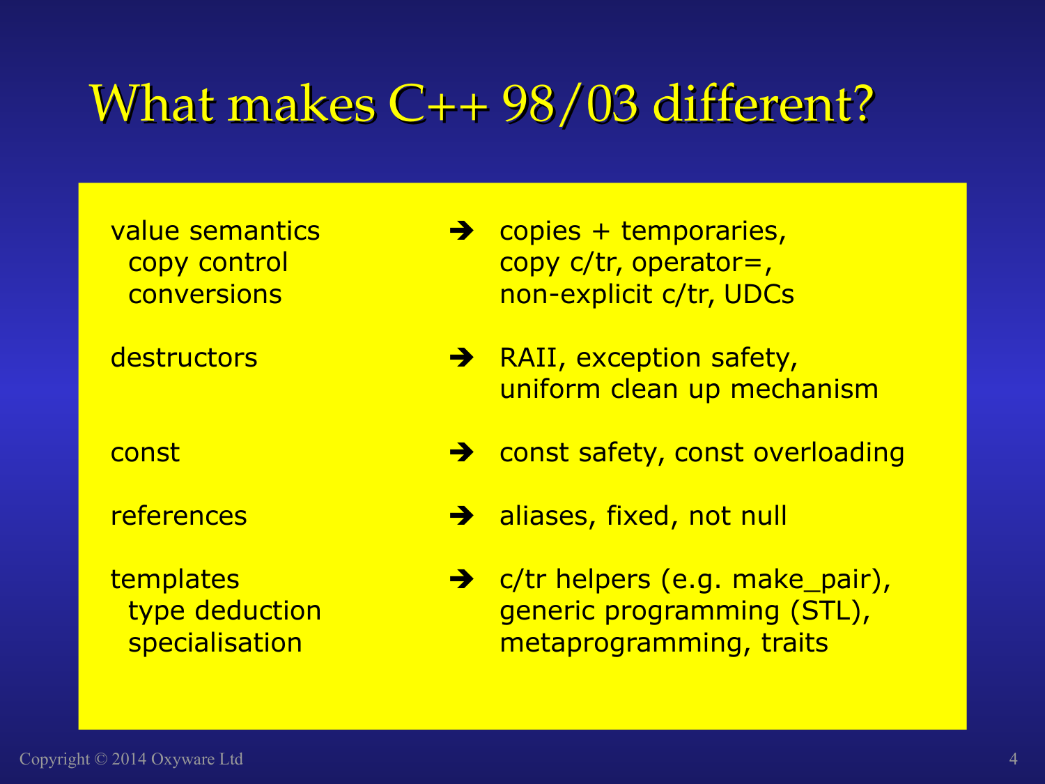# What makes C++ 98/03 different?

| | | |
|---|---|---|
| value semantics<br>  copy control<br>  conversions | ➔ | copies + temporaries,<br>copy c/tr, operator=,<br>non-explicit c/tr, UDCs |
| destructors | ➔ | RAII, exception safety,<br>uniform clean up mechanism |
| const | ➔ | const safety, const overloading |
| references | ➔ | aliases, fixed, not null |
| templates<br>  type deduction<br>  specialisation | ➔ | c/tr helpers (e.g. make_pair),<br>generic programming (STL),<br>metaprogramming, traits |

Copyright © 2014 Oxyware Ltd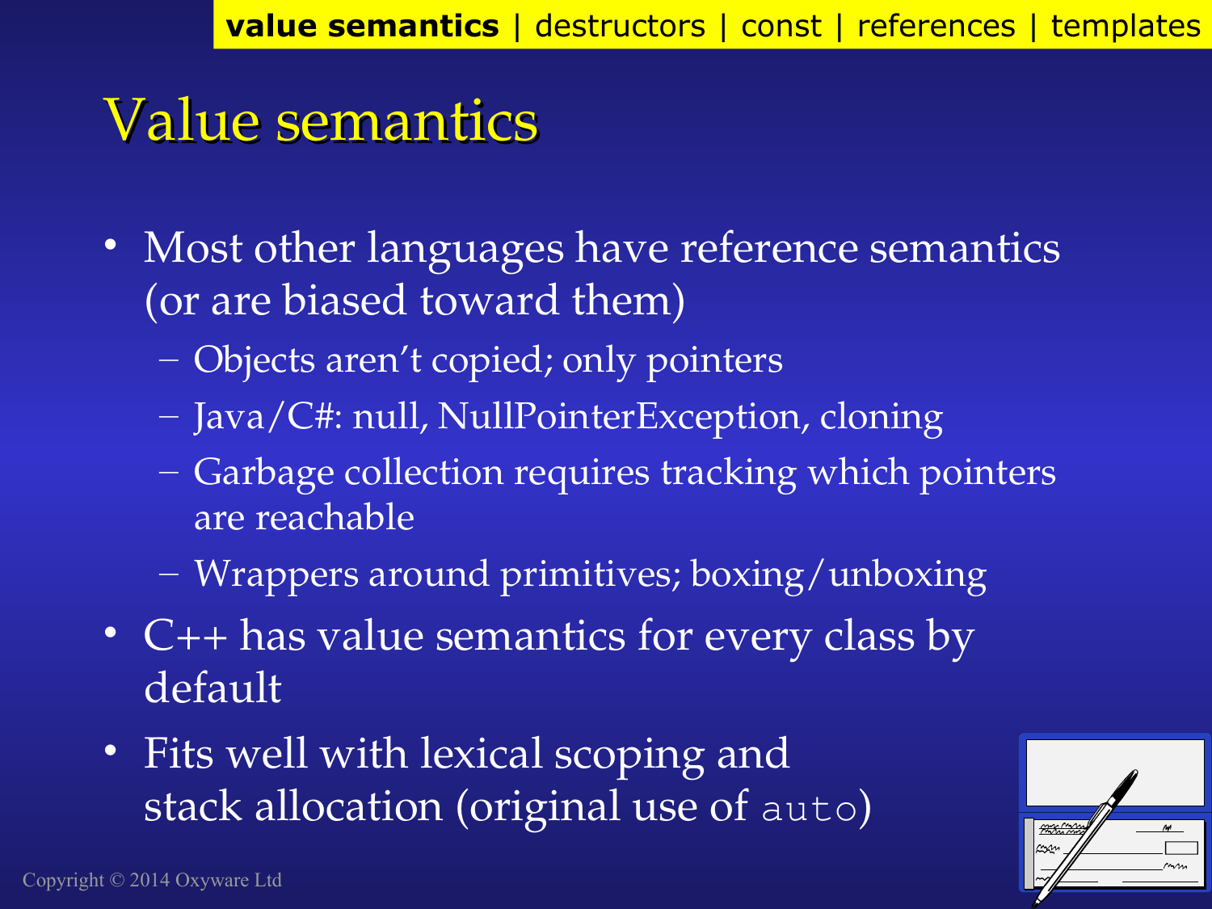value semantics | destructors | const | references | templates

# Value semantics

- Most other languages have reference semantics (or are biased toward them)
  - Objects aren't copied; only pointers
  - Java/C#: null, NullPointerException, cloning
  - Garbage collection requires tracking which pointers are reachable
  - Wrappers around primitives; boxing/unboxing
- C++ has value semantics for every class by default
- Fits well with lexical scoping and stack allocation (original use of `auto`)

Copyright © 2014 Oxyware Ltd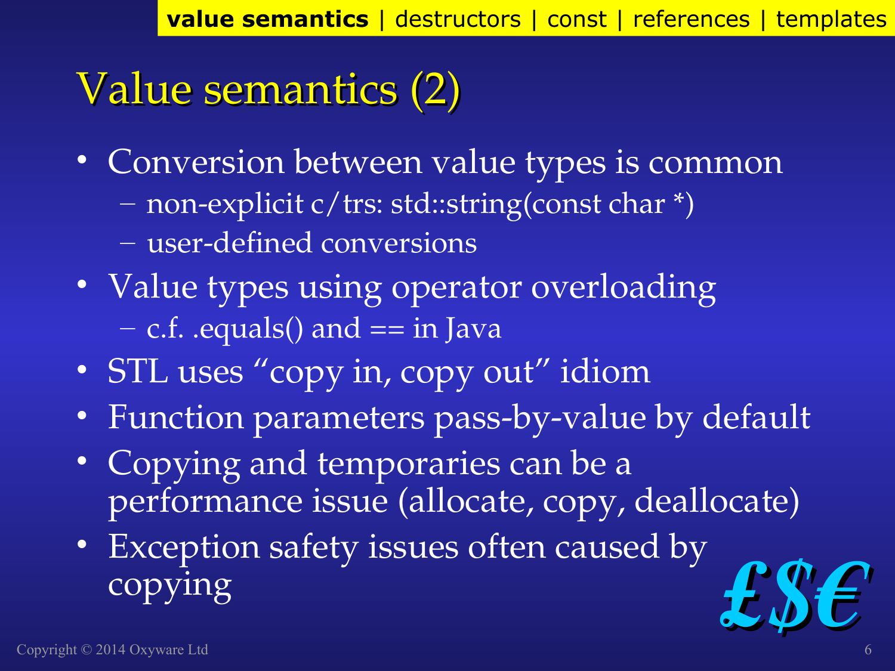# Value semantics (2)

- Conversion between value types is common
  - non-explicit c/trs: std::string(const char *)
  - user-defined conversions
- Value types using operator overloading
  - c.f. .equals() and == in Java
- STL uses "copy in, copy out" idiom
- Function parameters pass-by-value by default
- Copying and temporaries can be a performance issue (allocate, copy, deallocate)
- Exception safety issues often caused by copying

£$€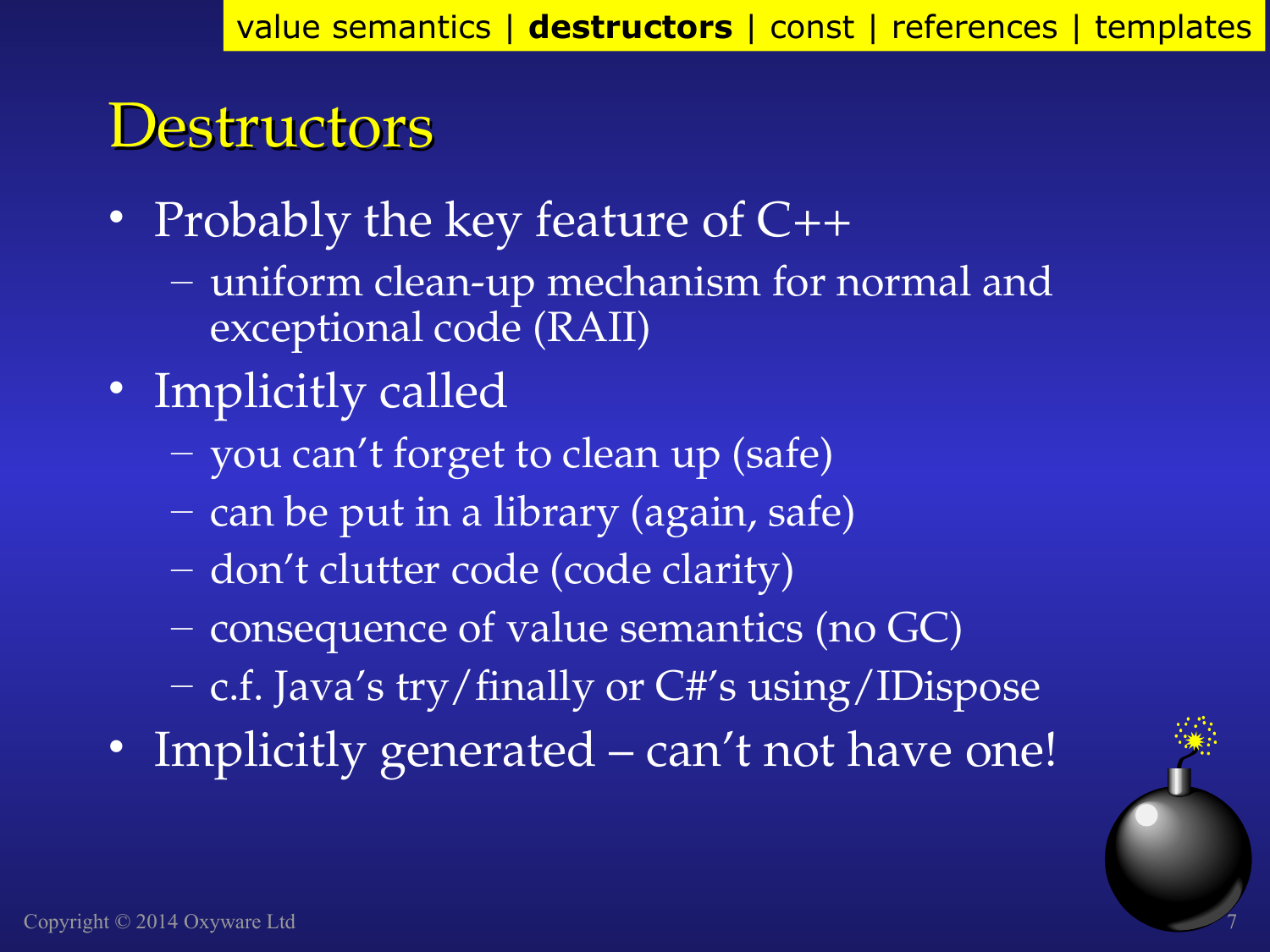value semantics | **destructors** | const | references | templates

# Destructors

- Probably the key feature of C++
  - uniform clean-up mechanism for normal and exceptional code (RAII)
- Implicitly called
  - you can't forget to clean up (safe)
  - can be put in a library (again, safe)
  - don't clutter code (code clarity)
  - consequence of value semantics (no GC)
  - c.f. Java's try/finally or C#'s using/IDispose
- Implicitly generated – can't not have one!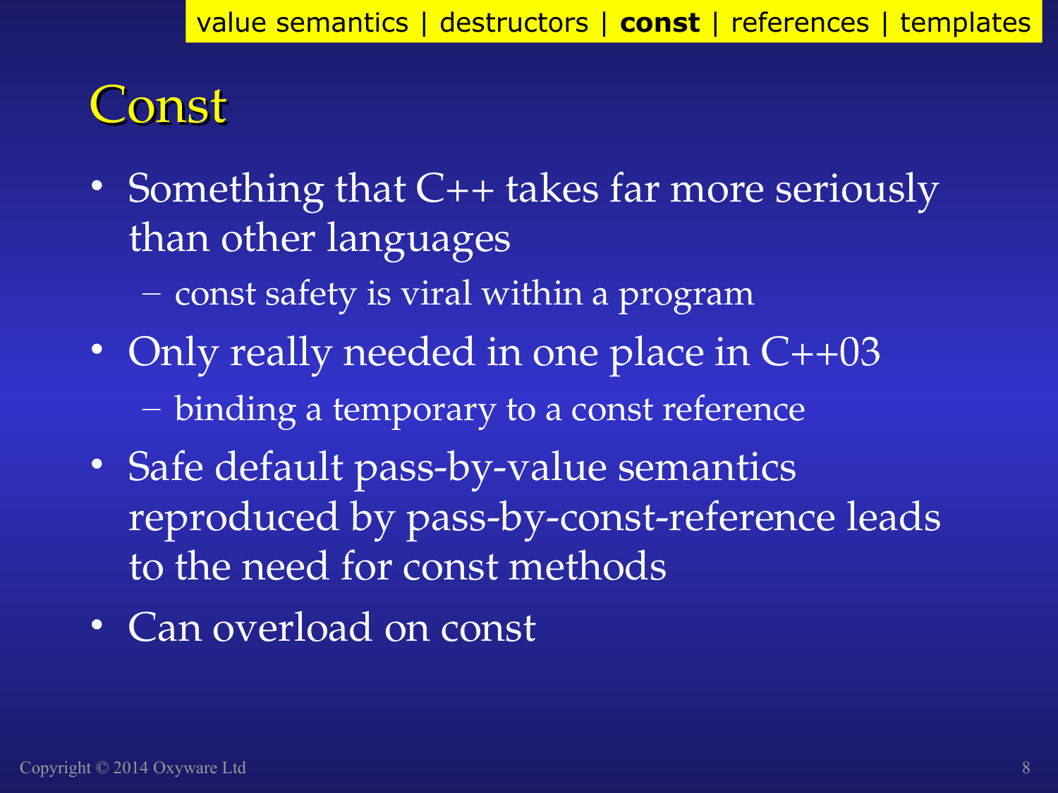# Const

- Something that C++ takes far more seriously than other languages
  - const safety is viral within a program
- Only really needed in one place in C++03
  - binding a temporary to a const reference
- Safe default pass-by-value semantics reproduced by pass-by-const-reference leads to the need for const methods
- Can overload on const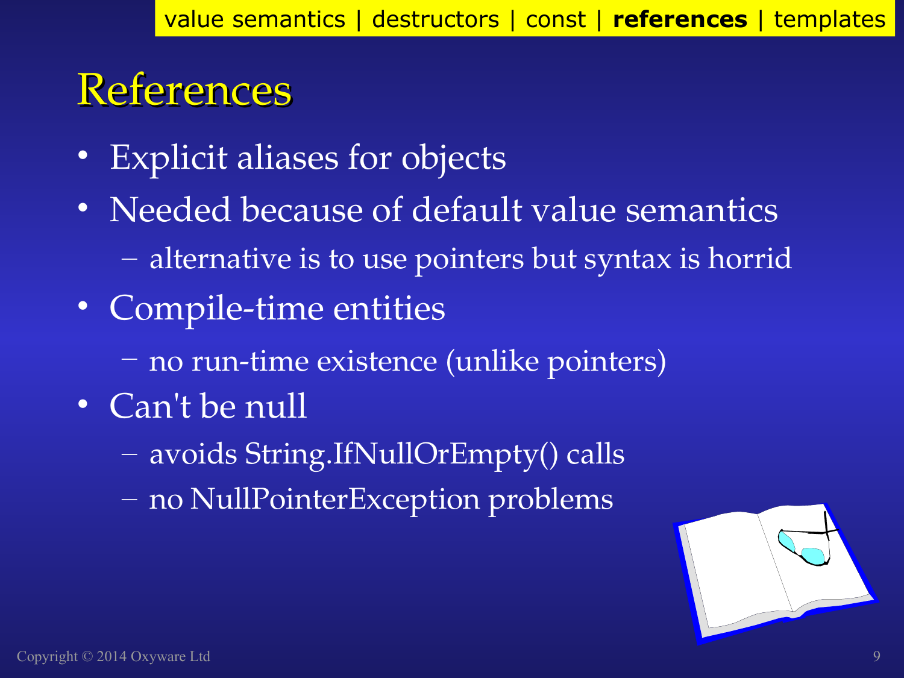value semantics | destructors | const | **references** | templates

# References

- Explicit aliases for objects
- Needed because of default value semantics
  - alternative is to use pointers but syntax is horrid
- Compile-time entities
  - no run-time existence (unlike pointers)
- Can't be null
  - avoids String.IfNullOrEmpty() calls
  - no NullPointerException problems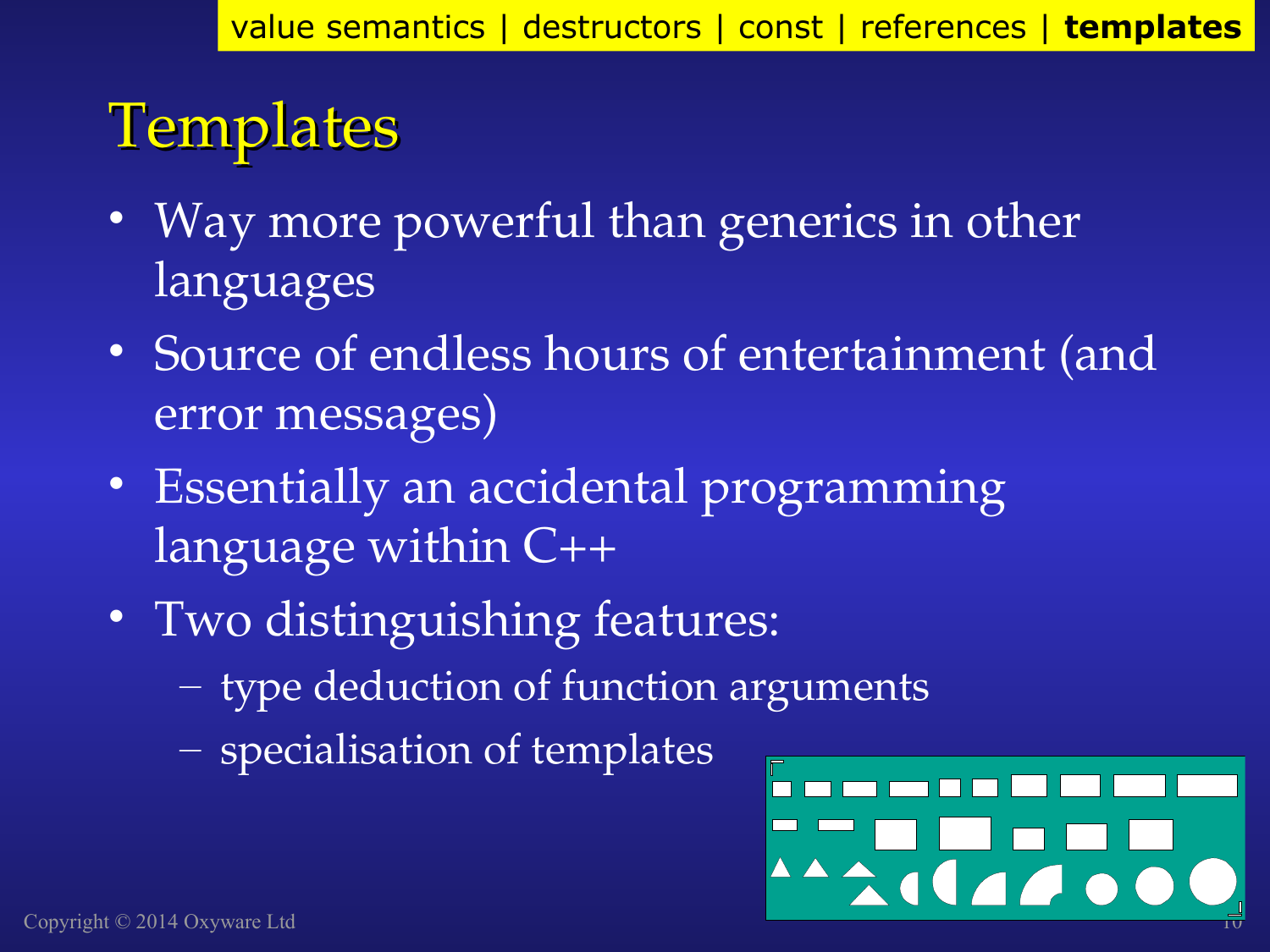value semantics | destructors | const | references | **templates**

# Templates

- Way more powerful than generics in other languages
- Source of endless hours of entertainment (and error messages)
- Essentially an accidental programming language within C++
- Two distinguishing features:
  - type deduction of function arguments
  - specialisation of templates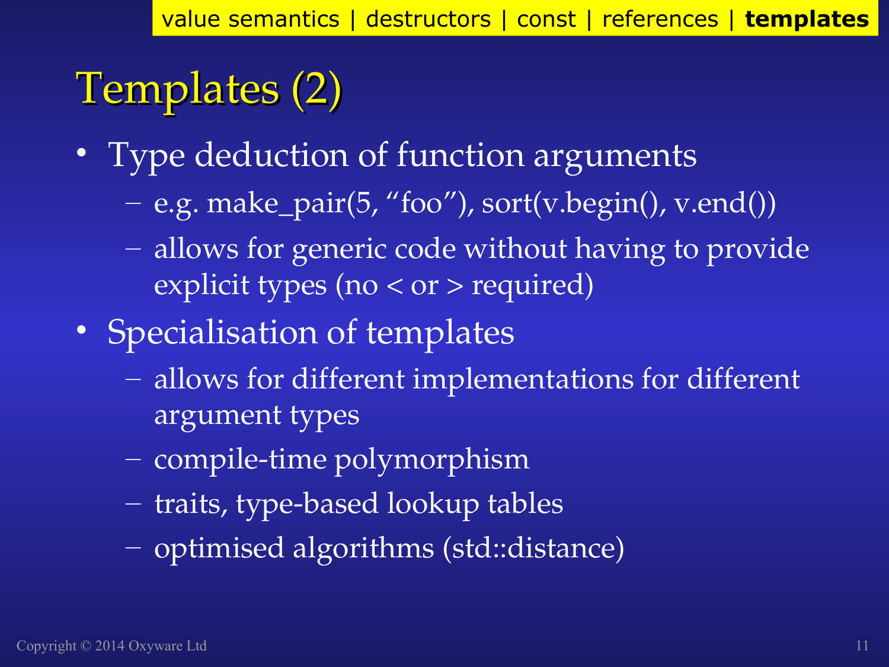value semantics | destructors | const | references | **templates**

# Templates (2)

- Type deduction of function arguments
  - e.g. make_pair(5, “foo”), sort(v.begin(), v.end())
  - allows for generic code without having to provide explicit types (no < or > required)
- Specialisation of templates
  - allows for different implementations for different argument types
  - compile-time polymorphism
  - traits, type-based lookup tables
  - optimised algorithms (std::distance)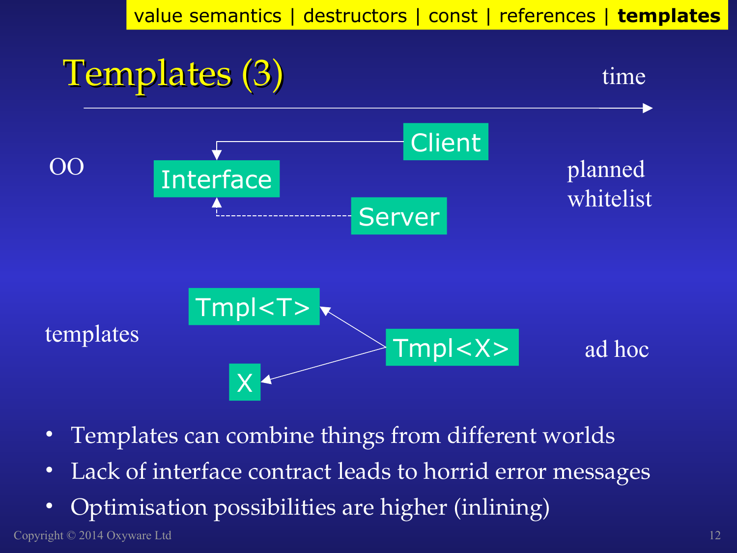value semantics | destructors | const | references | **templates**

# Templates (3)

time →

OO: Client → Interface ← Server — planned whitelist

templates: Tmpl<X> → Tmpl<T>, Tmpl<X> → X — ad hoc

- Templates can combine things from different worlds
- Lack of interface contract leads to horrid error messages
- Optimisation possibilities are higher (inlining)

Copyright © 2014 Oxyware Ltd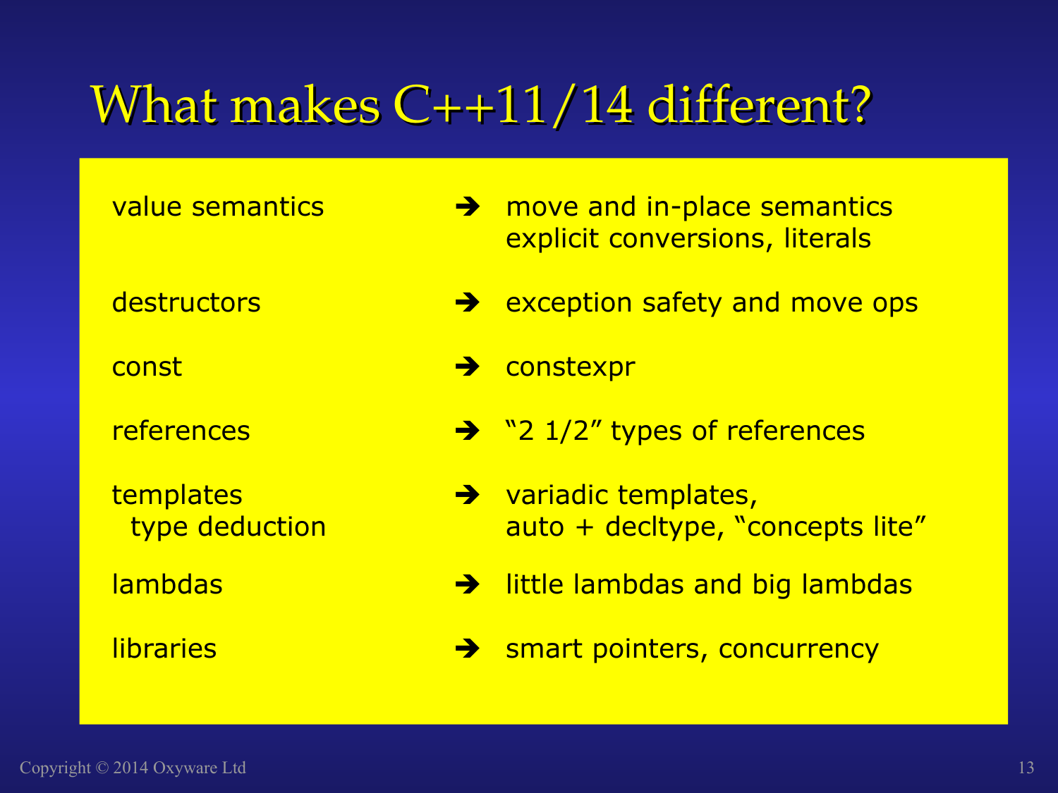# What makes C++11/14 different?

| | | |
|---|---|---|
| value semantics | ➔ | move and in-place semantics<br>explicit conversions, literals |
| destructors | ➔ | exception safety and move ops |
| const | ➔ | constexpr |
| references | ➔ | “2 1/2” types of references |
| templates<br>type deduction | ➔ | variadic templates,<br>auto + decltype, “concepts lite” |
| lambdas | ➔ | little lambdas and big lambdas |
| libraries | ➔ | smart pointers, concurrency |

Copyright © 2014 Oxyware Ltd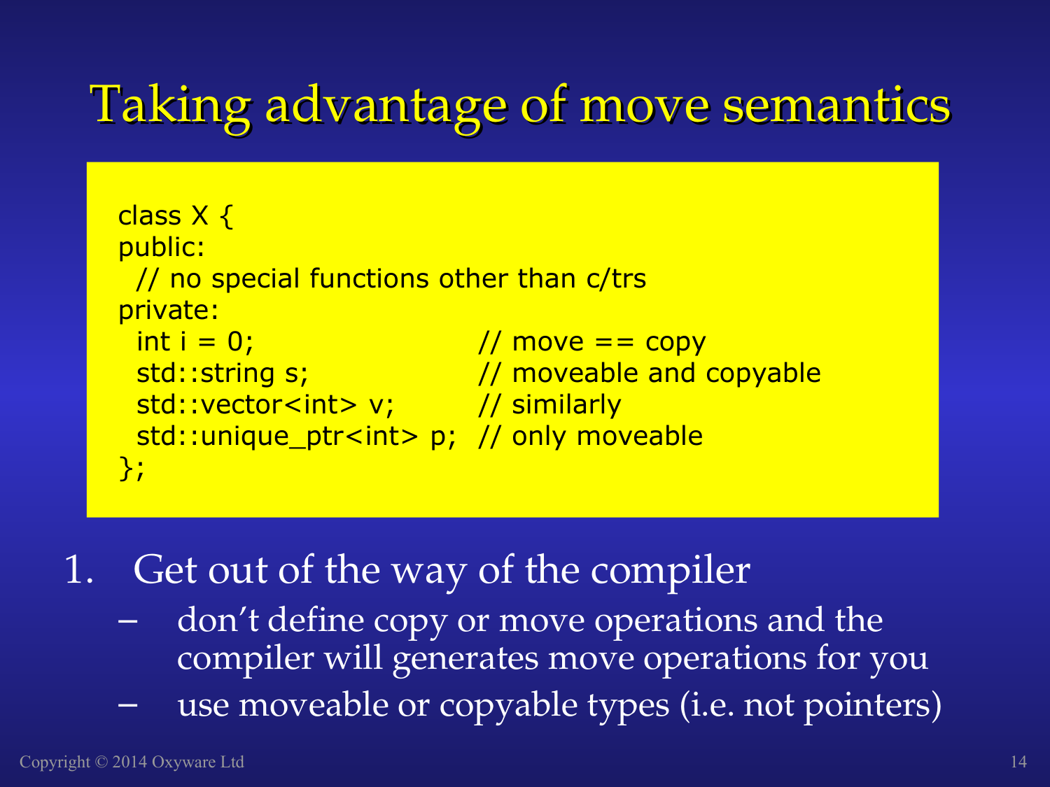# Taking advantage of move semantics

```
class X {
public:
  // no special functions other than c/trs
private:
  int i = 0;                  // move == copy
  std::string s;              // moveable and copyable
  std::vector<int> v;         // similarly
  std::unique_ptr<int> p;     // only moveable
};
```

1. Get out of the way of the compiler
   - don't define copy or move operations and the compiler will generates move operations for you
   - use moveable or copyable types (i.e. not pointers)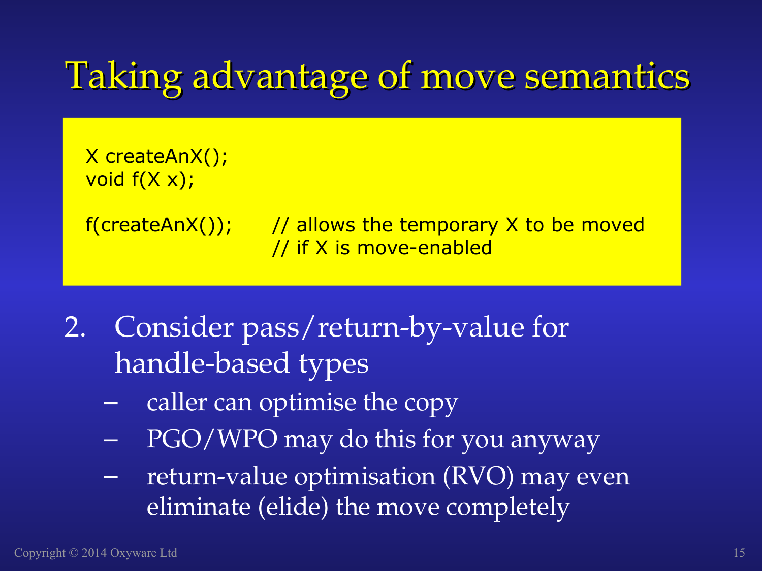# Taking advantage of move semantics

```
X createAnX();
void f(X x);

f(createAnX());      // allows the temporary X to be moved
                     // if X is move-enabled
```

2. Consider pass/return-by-value for handle-based types
   - caller can optimise the copy
   - PGO/WPO may do this for you anyway
   - return-value optimisation (RVO) may even eliminate (elide) the move completely

Copyright © 2014 Oxyware Ltd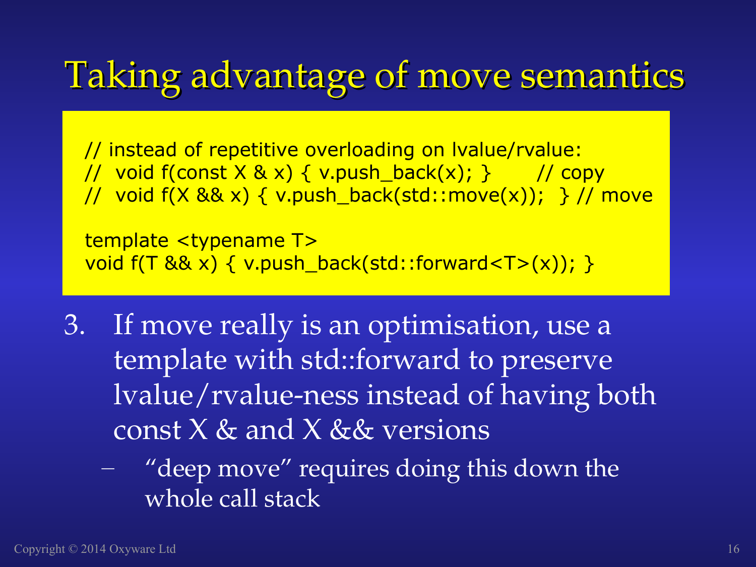# Taking advantage of move semantics

```
// instead of repetitive overloading on lvalue/rvalue:
//  void f(const X & x) { v.push_back(x); }       // copy
//  void f(X && x) { v.push_back(std::move(x));  } // move

template <typename T>
void f(T && x) { v.push_back(std::forward<T>(x)); }
```

3. If move really is an optimisation, use a template with std::forward to preserve lvalue/rvalue-ness instead of having both const X & and X && versions
   - "deep move" requires doing this down the whole call stack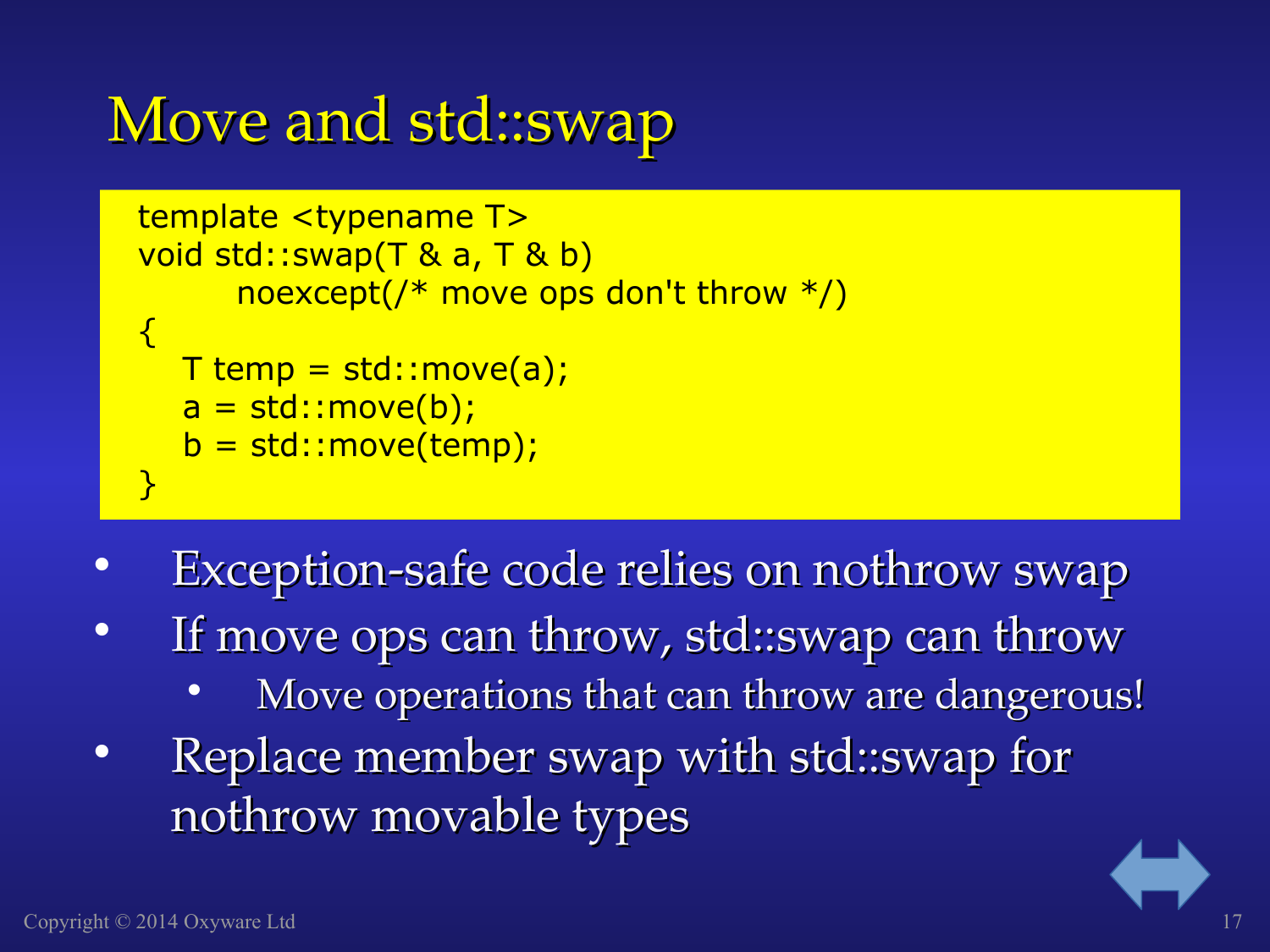# Move and std::swap

```
template <typename T>
void std::swap(T & a, T & b)
      noexcept(/* move ops don't throw */)
{
   T temp = std::move(a);
   a = std::move(b);
   b = std::move(temp);
}
```

- Exception-safe code relies on nothrow swap
- If move ops can throw, std::swap can throw
  - Move operations that can throw are dangerous!
- Replace member swap with std::swap for nothrow movable types

Copyright © 2014 Oxyware Ltd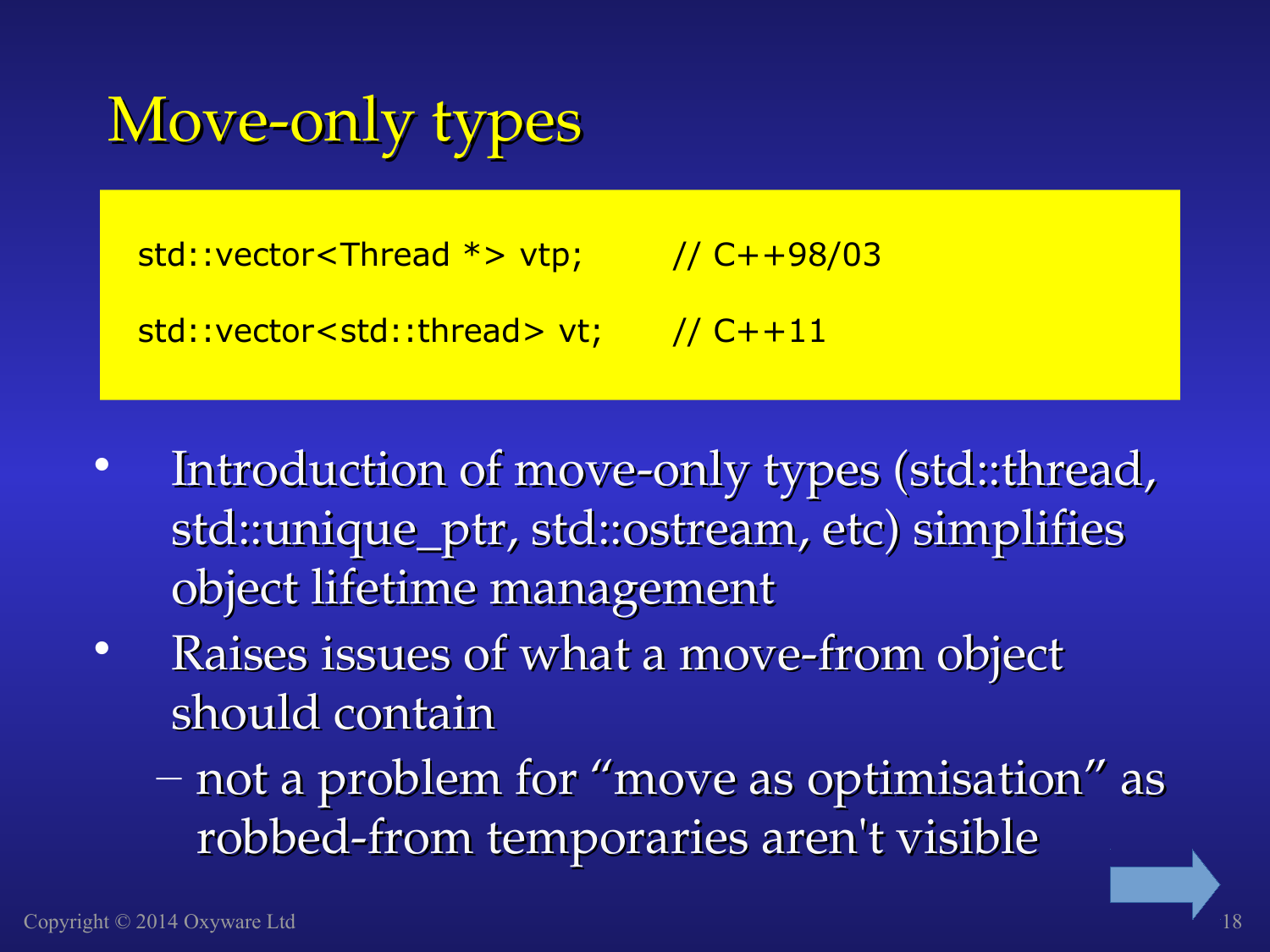# Move-only types

```
std::vector<Thread *> vtp;       // C++98/03

std::vector<std::thread> vt;     // C++11
```

- Introduction of move-only types (std::thread, std::unique_ptr, std::ostream, etc) simplifies object lifetime management
- Raises issues of what a move-from object should contain
  - not a problem for "move as optimisation" as robbed-from temporaries aren't visible

Copyright © 2014 Oxyware Ltd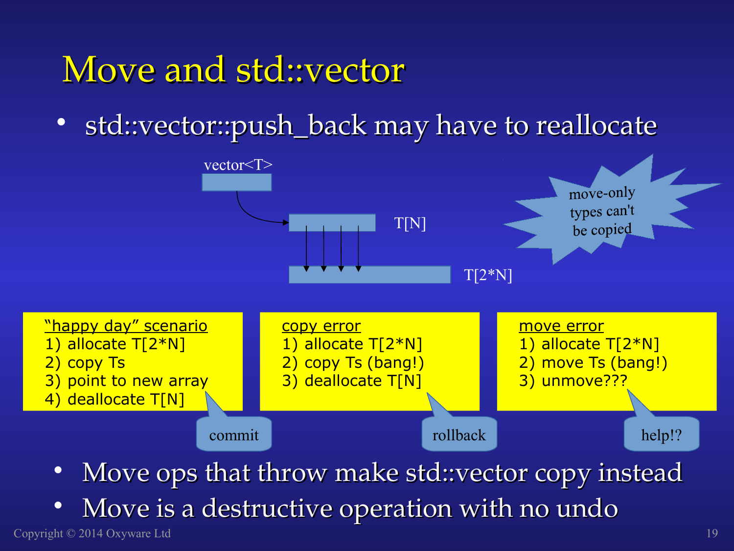# Move and std::vector

- std::vector::push_back may have to reallocate

vector<T>

T[N]

T[2*N]

move-only types can't be copied

**"happy day" scenario**
1) allocate T[2*N]
2) copy Ts
3) point to new array
4) deallocate T[N]

commit

**copy error**
1) allocate T[2*N]
2) copy Ts (bang!)
3) deallocate T[N]

rollback

**move error**
1) allocate T[2*N]
2) move Ts (bang!)
3) unmove???

help!?

- Move ops that throw make std::vector copy instead
- Move is a destructive operation with no undo

Copyright © 2014 Oxyware Ltd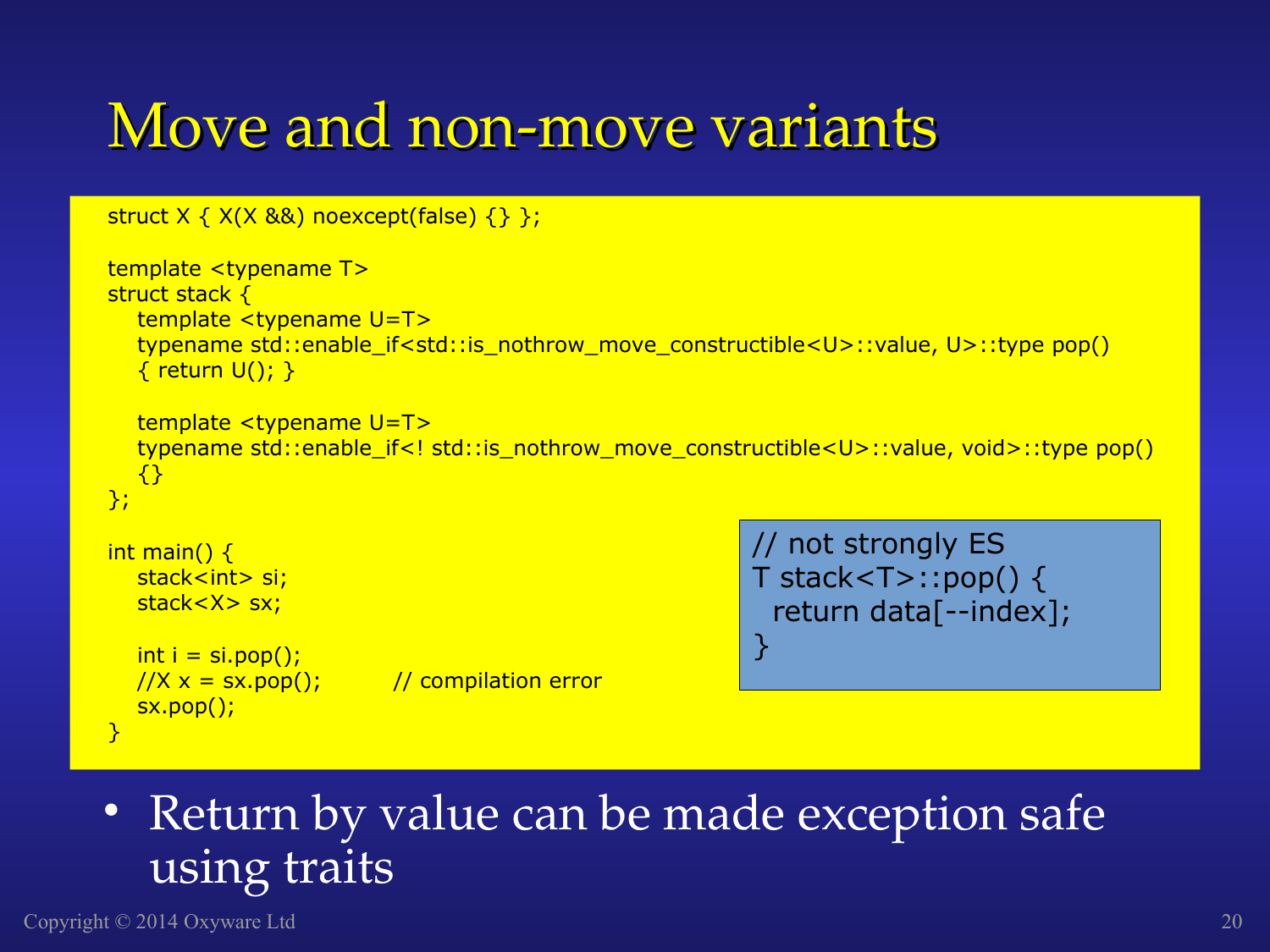# Move and non-move variants

```
struct X { X(X &&) noexcept(false) {} };

template <typename T>
struct stack {
   template <typename U=T>
   typename std::enable_if<std::is_nothrow_move_constructible<U>::value, U>::type pop()
   { return U(); }

   template <typename U=T>
   typename std::enable_if<! std::is_nothrow_move_constructible<U>::value, void>::type pop()
   {}
};

int main() {
   stack<int> si;
   stack<X> sx;

   int i = si.pop();
   //X x = sx.pop();        // compilation error
   sx.pop();
}
```

```
// not strongly ES
T stack<T>::pop() {
  return data[--index];
}
```

- Return by value can be made exception safe using traits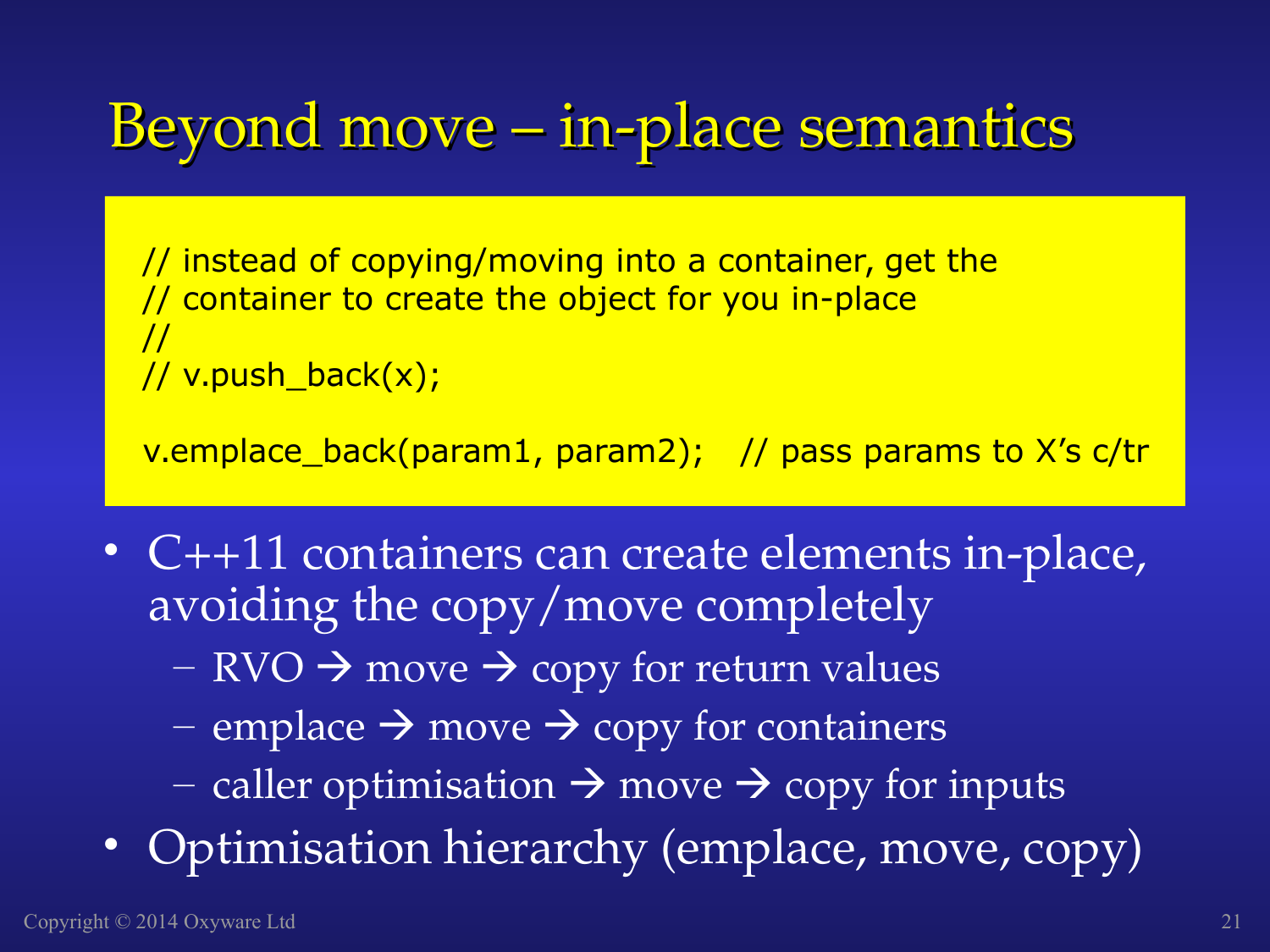# Beyond move – in-place semantics

```
// instead of copying/moving into a container, get the
// container to create the object for you in-place
//
// v.push_back(x);

v.emplace_back(param1, param2);   // pass params to X's c/tr
```

- C++11 containers can create elements in-place, avoiding the copy/move completely
  - RVO → move → copy for return values
  - emplace → move → copy for containers
  - caller optimisation → move → copy for inputs
- Optimisation hierarchy (emplace, move, copy)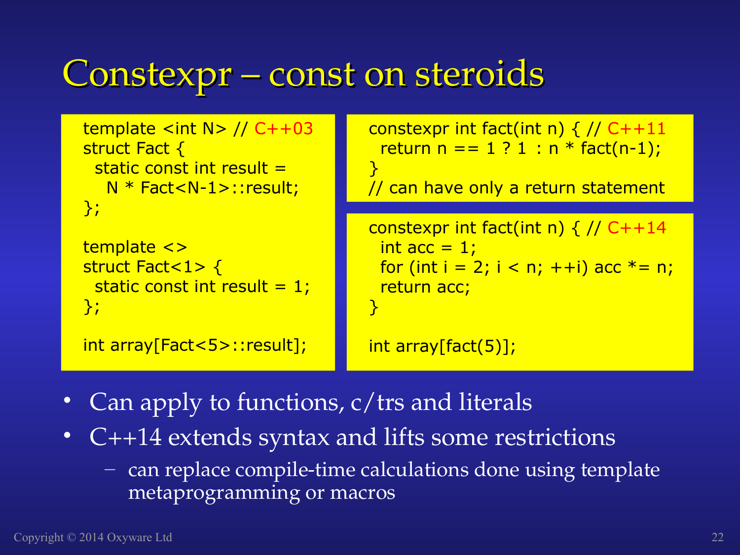# Constexpr – const on steroids

```
template <int N> // C++03
struct Fact {
  static const int result =
    N * Fact<N-1>::result;
};

template <>
struct Fact<1> {
  static const int result = 1;
};

int array[Fact<5>::result];
```

```
constexpr int fact(int n) { // C++11
  return n == 1 ? 1 : n * fact(n-1);
}
// can have only a return statement
```

```
constexpr int fact(int n) { // C++14
  int acc = 1;
  for (int i = 2; i < n; ++i) acc *= n;
  return acc;
}

int array[fact(5)];
```

- Can apply to functions, c/trs and literals
- C++14 extends syntax and lifts some restrictions
  - can replace compile-time calculations done using template metaprogramming or macros

Copyright © 2014 Oxyware Ltd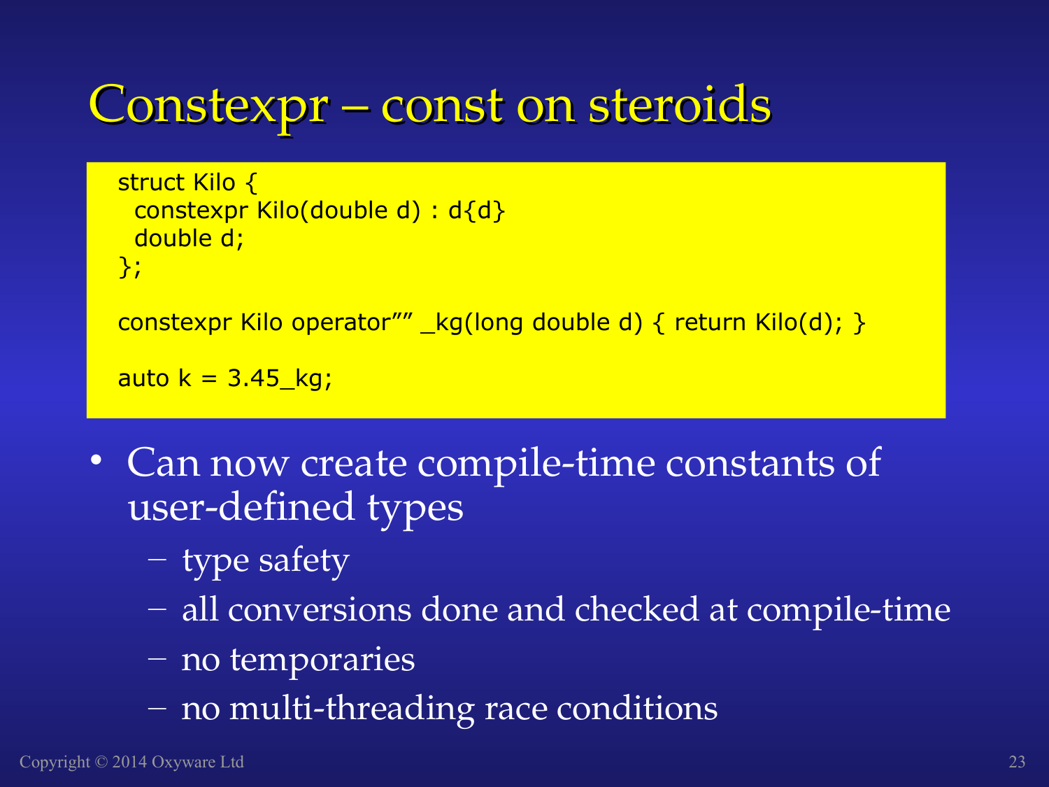# Constexpr – const on steroids

```
struct Kilo {
  constexpr Kilo(double d) : d{d}
  double d;
};

constexpr Kilo operator"" _kg(long double d) { return Kilo(d); }

auto k = 3.45_kg;
```

- Can now create compile-time constants of user-defined types
  - type safety
  - all conversions done and checked at compile-time
  - no temporaries
  - no multi-threading race conditions

Copyright © 2014 Oxyware Ltd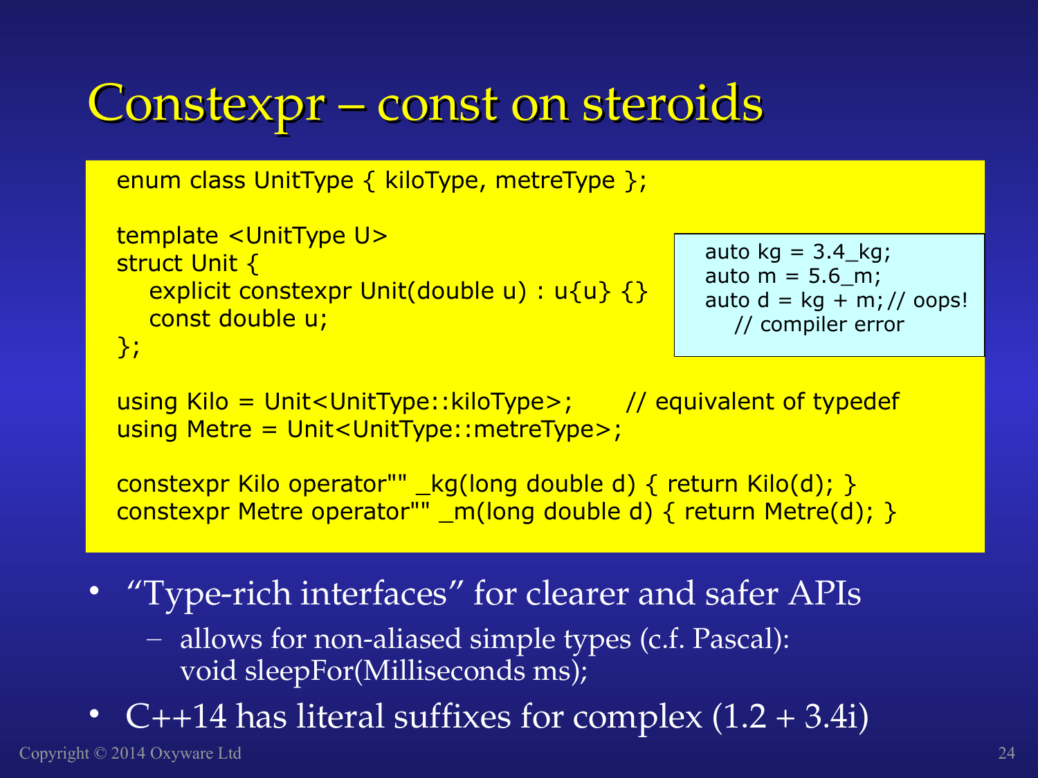# Constexpr – const on steroids

```
enum class UnitType { kiloType, metreType };

template <UnitType U>
struct Unit {
   explicit constexpr Unit(double u) : u{u} {}
   const double u;
};

using Kilo = Unit<UnitType::kiloType>;      // equivalent of typedef
using Metre = Unit<UnitType::metreType>;

constexpr Kilo operator"" _kg(long double d) { return Kilo(d); }
constexpr Metre operator"" _m(long double d) { return Metre(d); }
```

```
auto kg = 3.4_kg;
auto m = 5.6_m;
auto d = kg + m; // oops!
   // compiler error
```

- “Type-rich interfaces” for clearer and safer APIs
  - allows for non-aliased simple types (c.f. Pascal): void sleepFor(Milliseconds ms);
- C++14 has literal suffixes for complex (1.2 + 3.4i)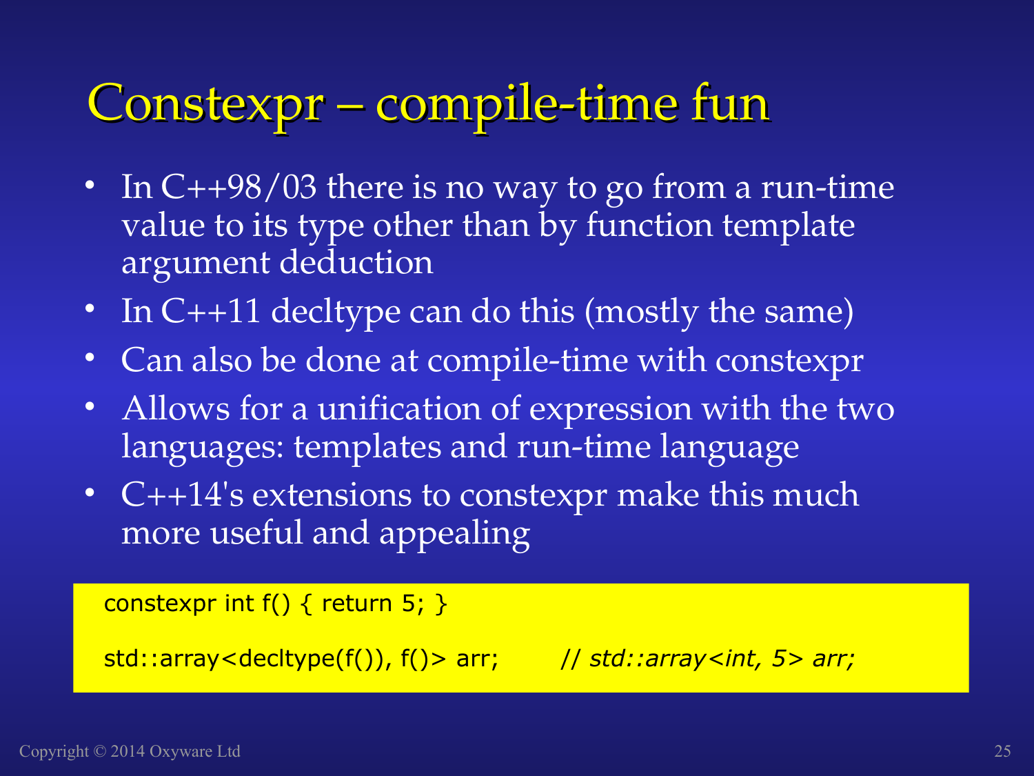# Constexpr – compile-time fun

- In C++98/03 there is no way to go from a run-time value to its type other than by function template argument deduction
- In C++11 decltype can do this (mostly the same)
- Can also be done at compile-time with constexpr
- Allows for a unification of expression with the two languages: templates and run-time language
- C++14's extensions to constexpr make this much more useful and appealing

```
constexpr int f() { return 5; }

std::array<decltype(f()), f()> arr;       // std::array<int, 5> arr;
```

Copyright © 2014 Oxyware Ltd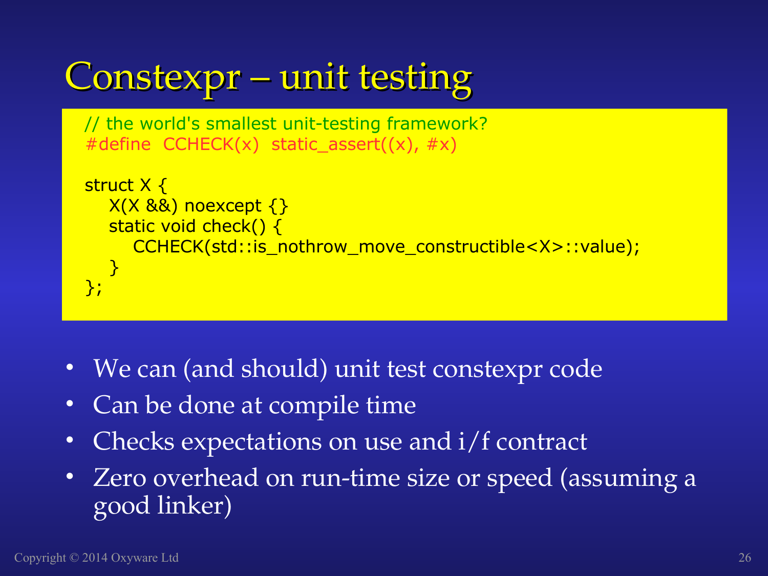# Constexpr – unit testing

```
// the world's smallest unit-testing framework?
#define  CCHECK(x)  static_assert((x), #x)

struct X {
   X(X &&) noexcept {}
   static void check() {
      CCHECK(std::is_nothrow_move_constructible<X>::value);
   }
};
```

- We can (and should) unit test constexpr code
- Can be done at compile time
- Checks expectations on use and i/f contract
- Zero overhead on run-time size or speed (assuming a good linker)

Copyright © 2014 Oxyware Ltd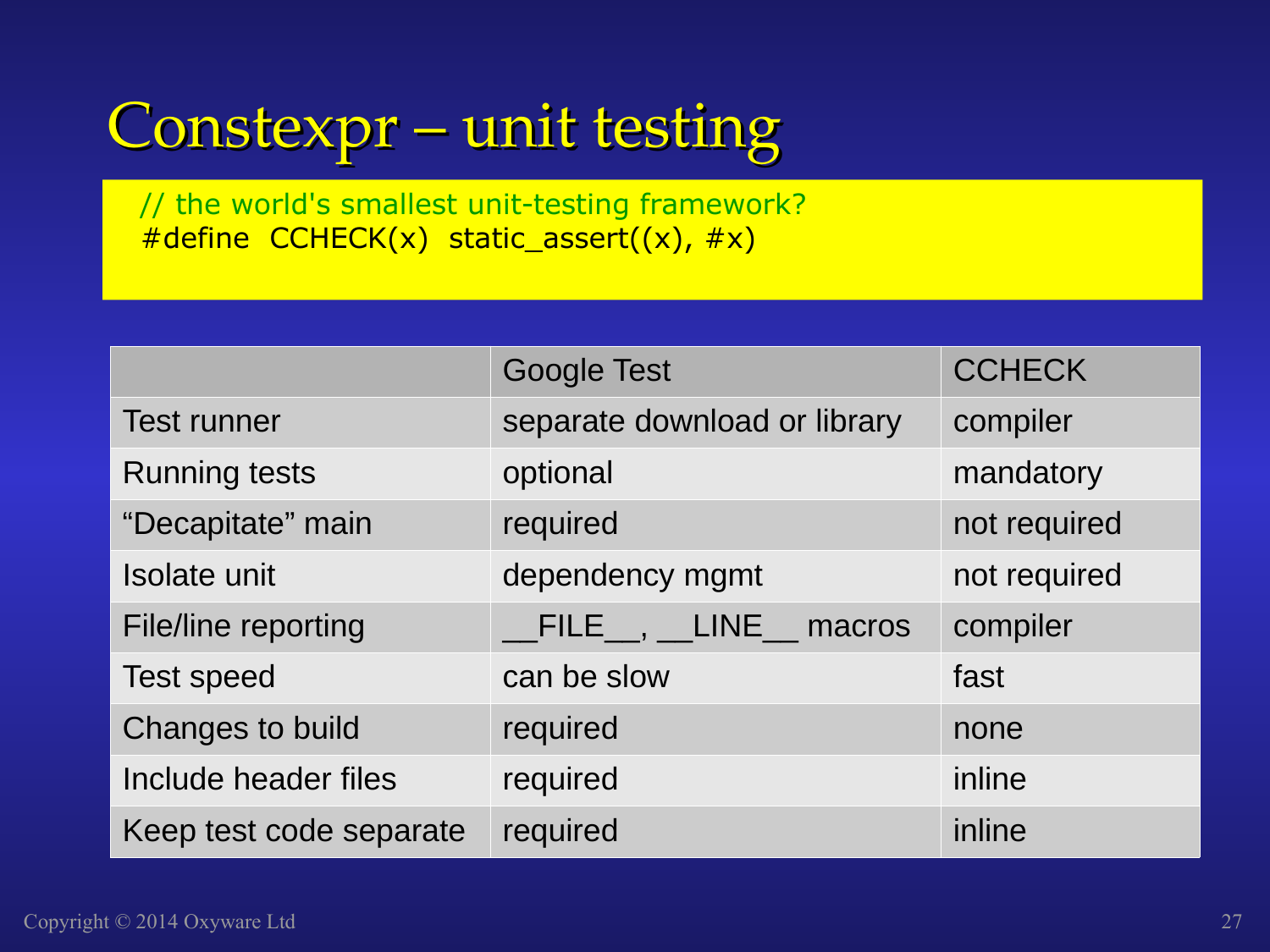# Constexpr – unit testing

```
// the world's smallest unit-testing framework?
#define  CCHECK(x)  static_assert((x), #x)
```

| | Google Test | CCHECK |
|---|---|---|
| Test runner | separate download or library | compiler |
| Running tests | optional | mandatory |
| “Decapitate” main | required | not required |
| Isolate unit | dependency mgmt | not required |
| File/line reporting | __FILE__, __LINE__ macros | compiler |
| Test speed | can be slow | fast |
| Changes to build | required | none |
| Include header files | required | inline |
| Keep test code separate | required | inline |

Copyright © 2014 Oxyware Ltd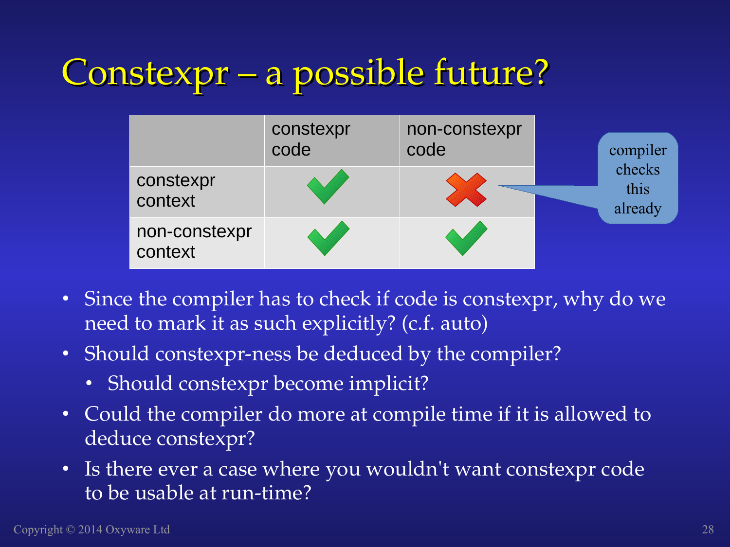# Constexpr – a possible future?

| | constexpr code | non-constexpr code |
|---|---|---|
| constexpr context | ✓ | ✗ |
| non-constexpr context | ✓ | ✓ |

compiler checks this already

- Since the compiler has to check if code is constexpr, why do we need to mark it as such explicitly? (c.f. auto)
- Should constexpr-ness be deduced by the compiler?
  - Should constexpr become implicit?
- Could the compiler do more at compile time if it is allowed to deduce constexpr?
- Is there ever a case where you wouldn't want constexpr code to be usable at run-time?

Copyright © 2014 Oxyware Ltd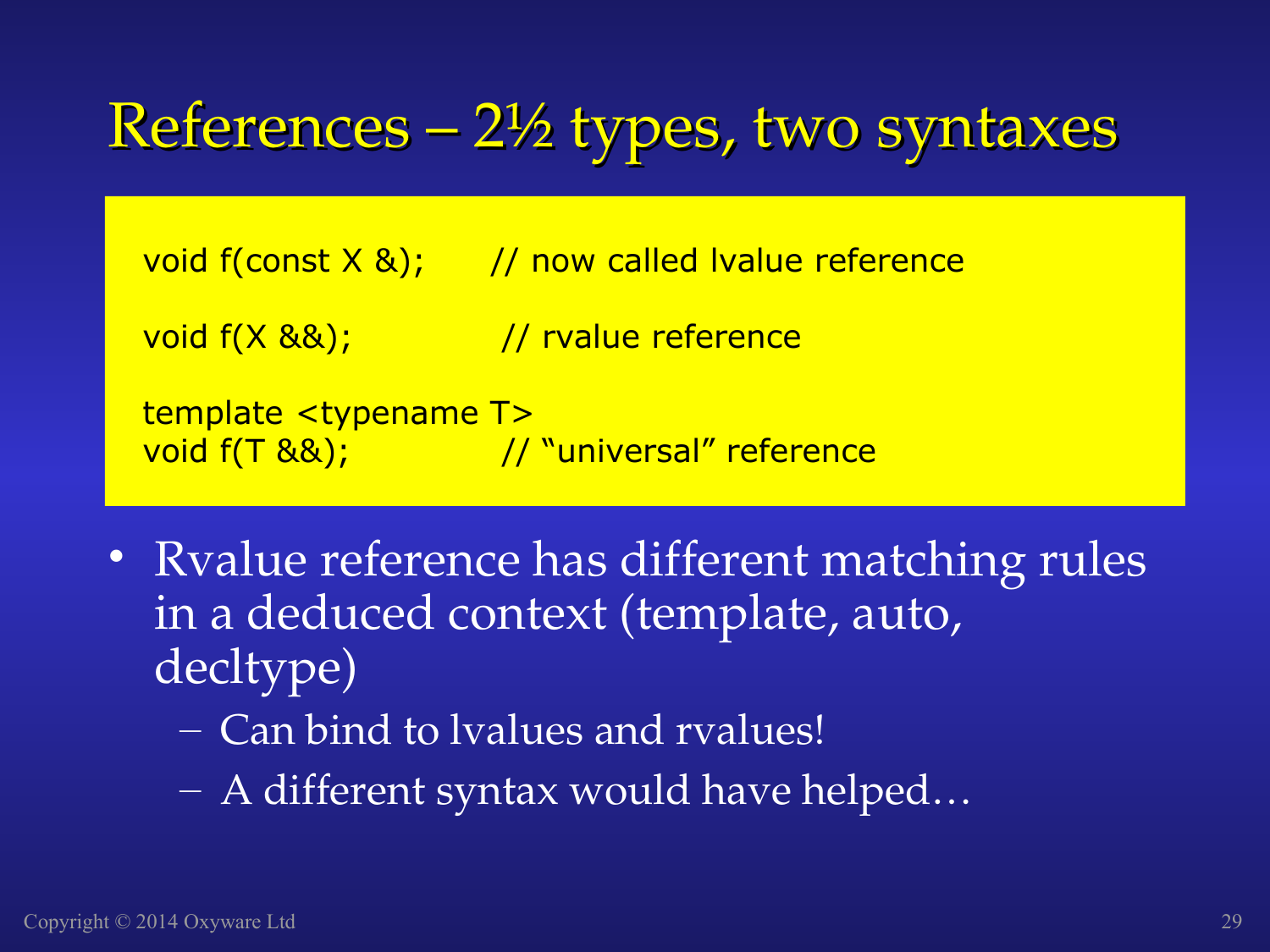# References – 2½ types, two syntaxes

```
void f(const X &);      // now called lvalue reference

void f(X &&);           // rvalue reference

template <typename T>
void f(T &&);           // "universal" reference
```

- Rvalue reference has different matching rules in a deduced context (template, auto, decltype)
  - Can bind to lvalues and rvalues!
  - A different syntax would have helped…

Copyright © 2014 Oxyware Ltd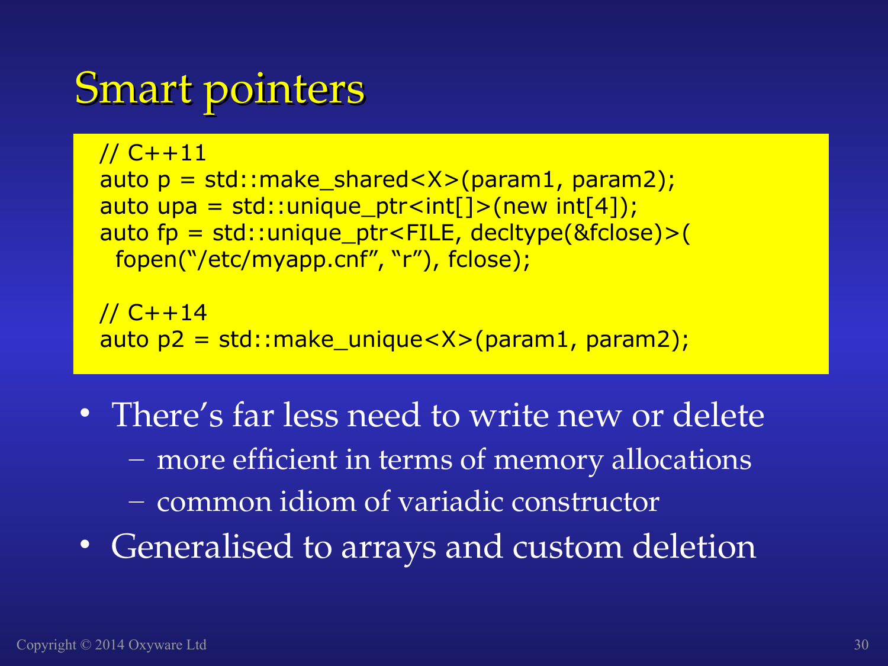# Smart pointers

```
// C++11
auto p = std::make_shared<X>(param1, param2);
auto upa = std::unique_ptr<int[]>(new int[4]);
auto fp = std::unique_ptr<FILE, decltype(&fclose)>(
  fopen("/etc/myapp.cnf", "r"), fclose);

// C++14
auto p2 = std::make_unique<X>(param1, param2);
```

- There's far less need to write new or delete
  - more efficient in terms of memory allocations
  - common idiom of variadic constructor
- Generalised to arrays and custom deletion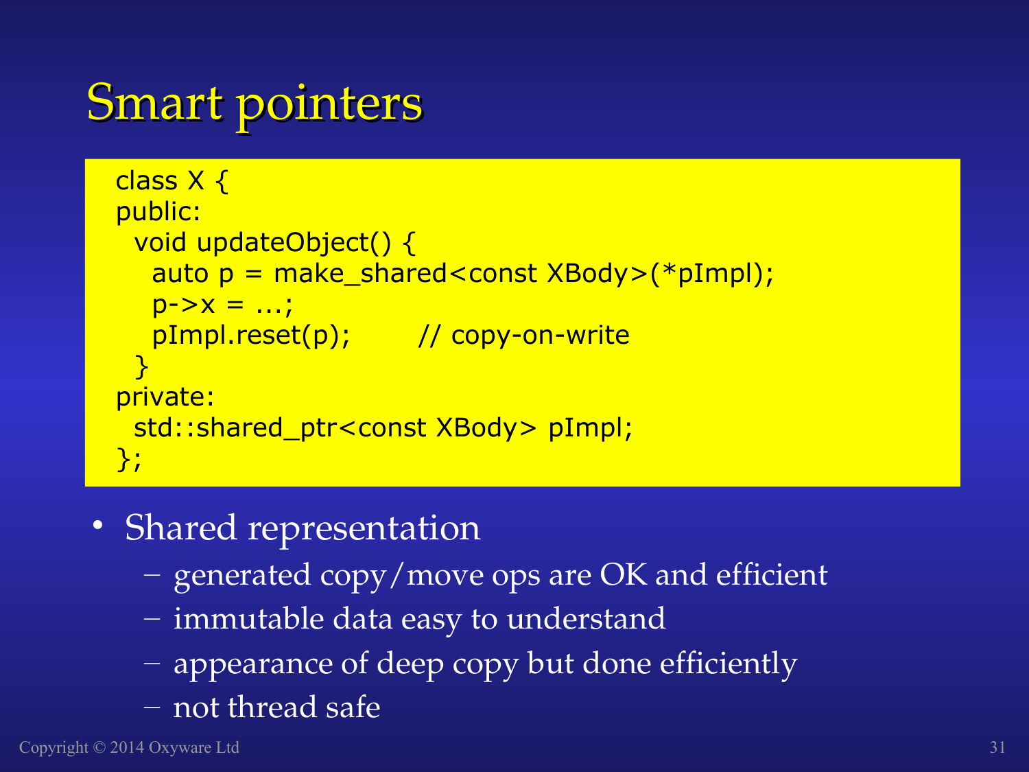# Smart pointers

```
class X {
public:
  void updateObject() {
    auto p = make_shared<const XBody>(*pImpl);
    p->x = ...;
    pImpl.reset(p);       // copy-on-write
  }
private:
  std::shared_ptr<const XBody> pImpl;
};
```

- Shared representation
  - generated copy/move ops are OK and efficient
  - immutable data easy to understand
  - appearance of deep copy but done efficiently
  - not thread safe

Copyright © 2014 Oxyware Ltd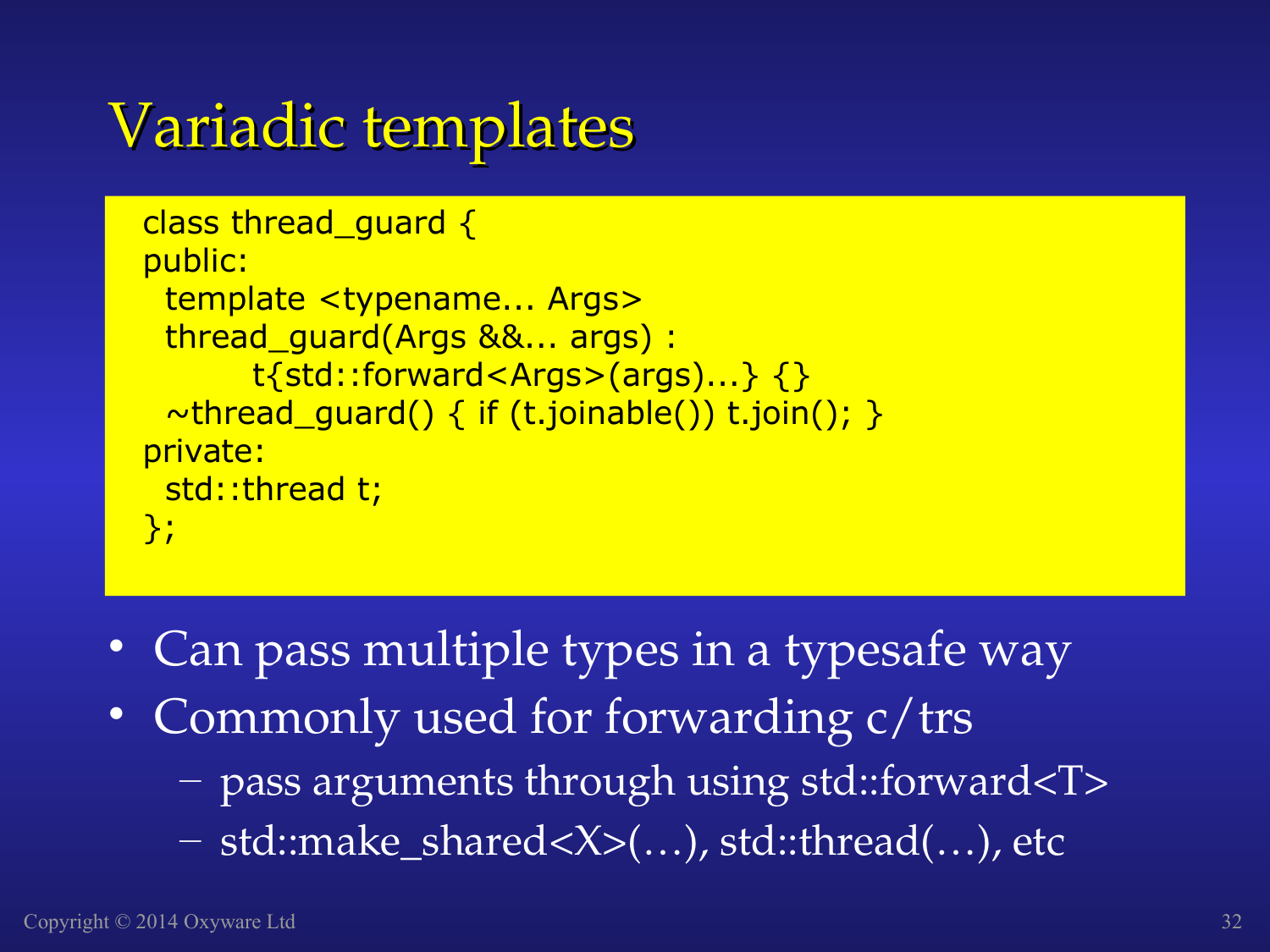# Variadic templates

```
class thread_guard {
public:
  template <typename... Args>
  thread_guard(Args &&... args) :
        t{std::forward<Args>(args)...} {}
  ~thread_guard() { if (t.joinable()) t.join(); }
private:
  std::thread t;
};
```

- Can pass multiple types in a typesafe way
- Commonly used for forwarding c/trs
  - pass arguments through using std::forward<T>
  - std::make_shared<X>(…), std::thread(…), etc

Copyright © 2014 Oxyware Ltd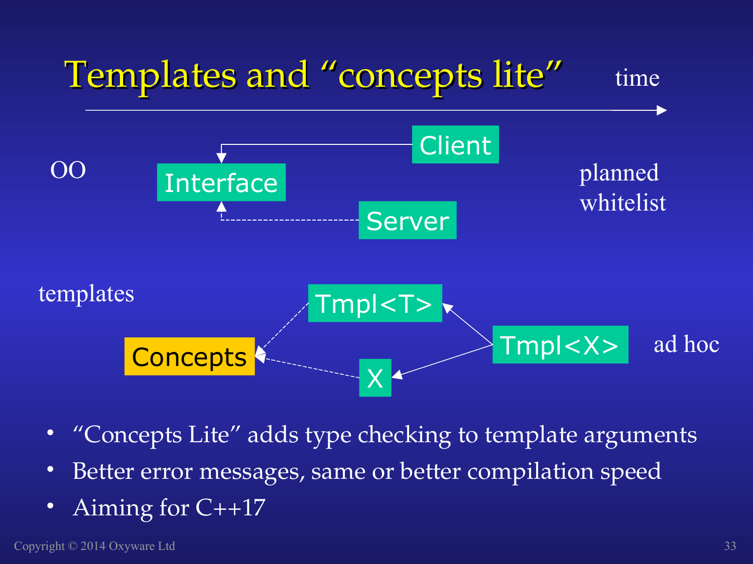# Templates and "concepts lite"

time

OO

Interface

Client

Server

planned whitelist

templates

Tmpl<T>

Concepts

Tmpl<X>

X

ad hoc

- "Concepts Lite" adds type checking to template arguments
- Better error messages, same or better compilation speed
- Aiming for C++17

Copyright © 2014 Oxyware Ltd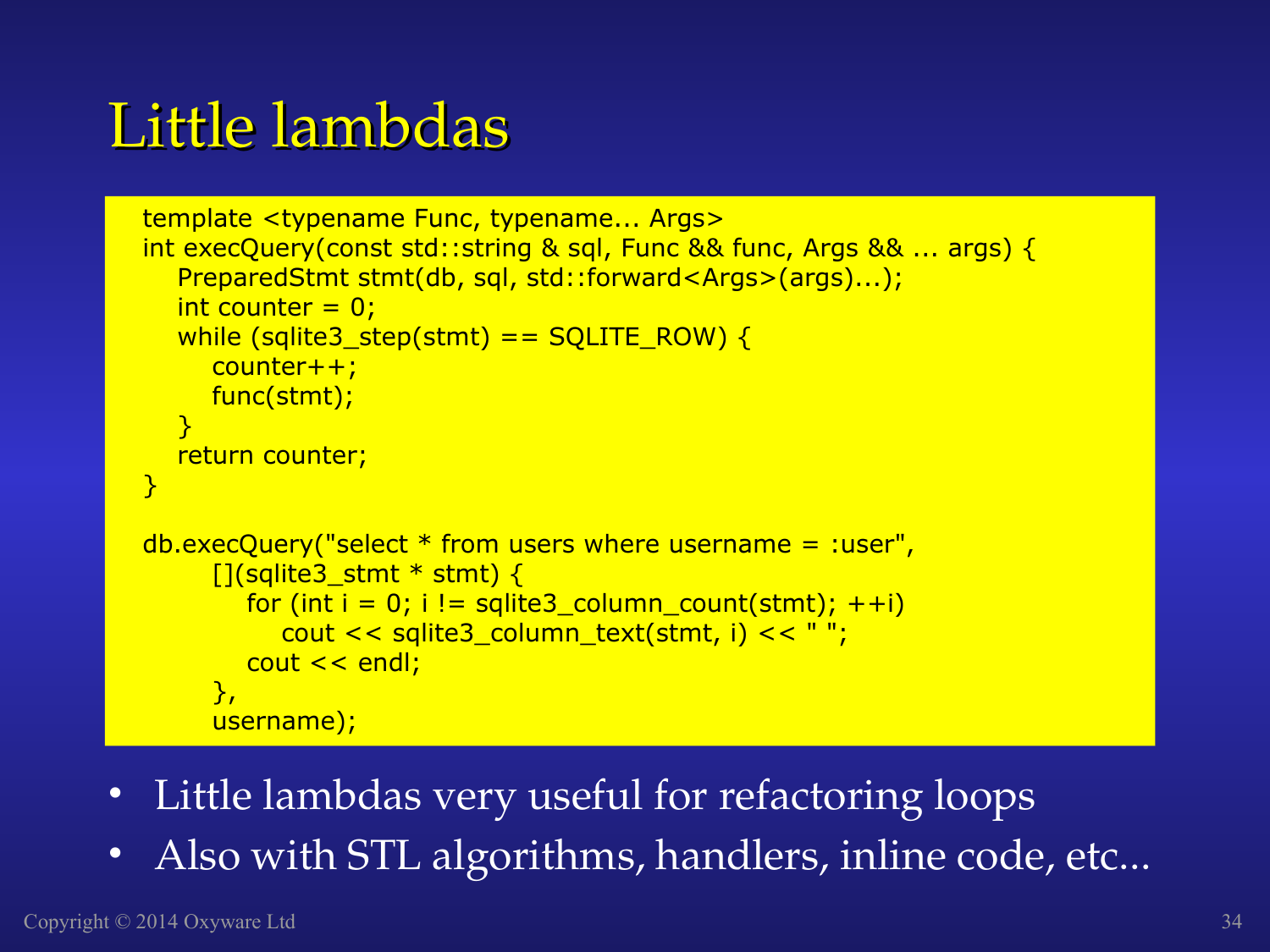# Little lambdas

```
template <typename Func, typename... Args>
int execQuery(const std::string & sql, Func && func, Args && ... args) {
   PreparedStmt stmt(db, sql, std::forward<Args>(args)...);
   int counter = 0;
   while (sqlite3_step(stmt) == SQLITE_ROW) {
      counter++;
      func(stmt);
   }
   return counter;
}

db.execQuery("select * from users where username = :user",
      [](sqlite3_stmt * stmt) {
         for (int i = 0; i != sqlite3_column_count(stmt); ++i)
            cout << sqlite3_column_text(stmt, i) << " ";
         cout << endl;
      },
      username);
```

- Little lambdas very useful for refactoring loops
- Also with STL algorithms, handlers, inline code, etc...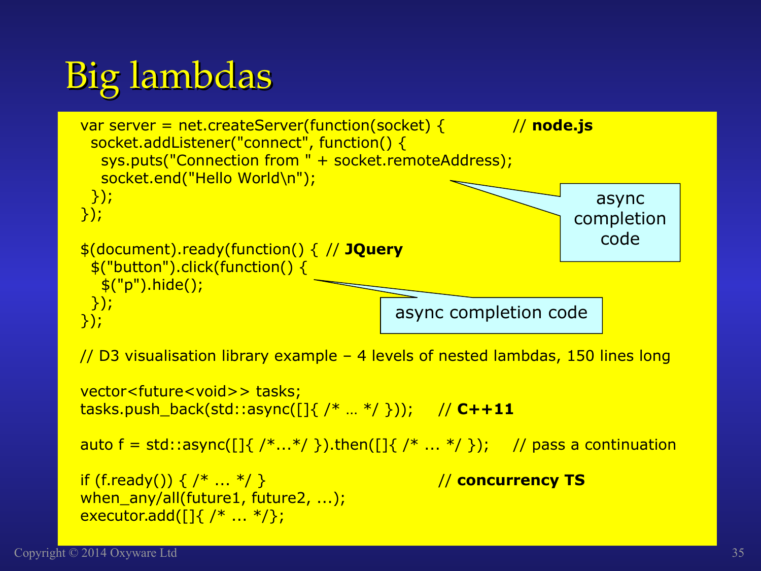# Big lambdas

```
var server = net.createServer(function(socket) {          // node.js
  socket.addListener("connect", function() {
    sys.puts("Connection from " + socket.remoteAddress);
    socket.end("Hello World\n");
  });
});

$(document).ready(function() { // JQuery
  $("button").click(function() {
    $("p").hide();
  });
});

// D3 visualisation library example – 4 levels of nested lambdas, 150 lines long

vector<future<void>> tasks;
tasks.push_back(std::async([]{ /* … */ }));    // C++11

auto f = std::async([]{ /*...*/ }).then([]{ /* ... */ });    // pass a continuation

if (f.ready()) { /* ... */ }                   // concurrency TS
when_any/all(future1, future2, ...);
executor.add([]{ /* ... */};
```

async completion code

async completion code

Copyright © 2014 Oxyware Ltd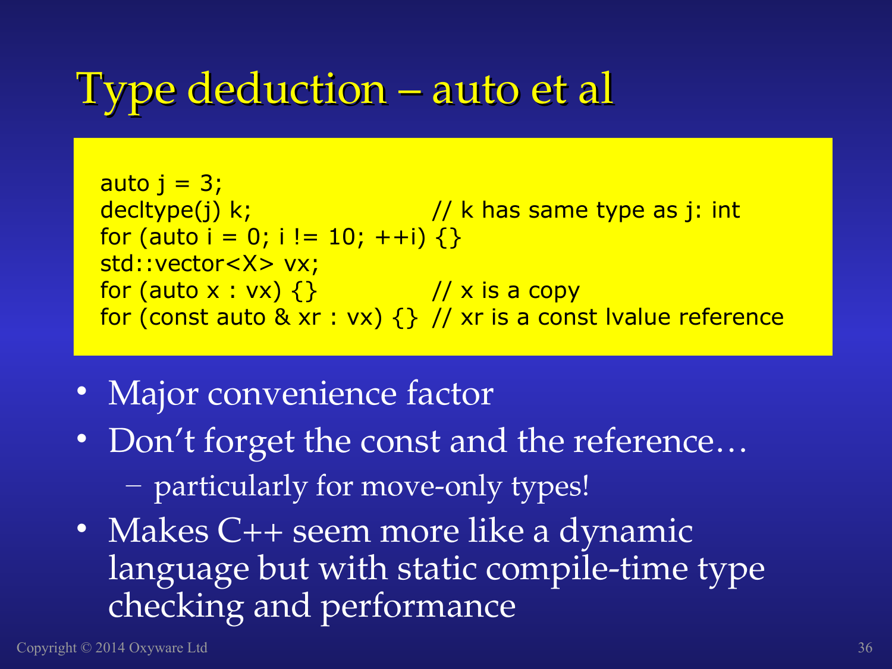# Type deduction – auto et al

```
auto j = 3;
decltype(j) k;                    // k has same type as j: int
for (auto i = 0; i != 10; ++i) {}
std::vector<X> vx;
for (auto x : vx) {}              // x is a copy
for (const auto & xr : vx) {}  // xr is a const lvalue reference
```

- Major convenience factor
- Don't forget the const and the reference…
  - particularly for move-only types!
- Makes C++ seem more like a dynamic language but with static compile-time type checking and performance

Copyright © 2014 Oxyware Ltd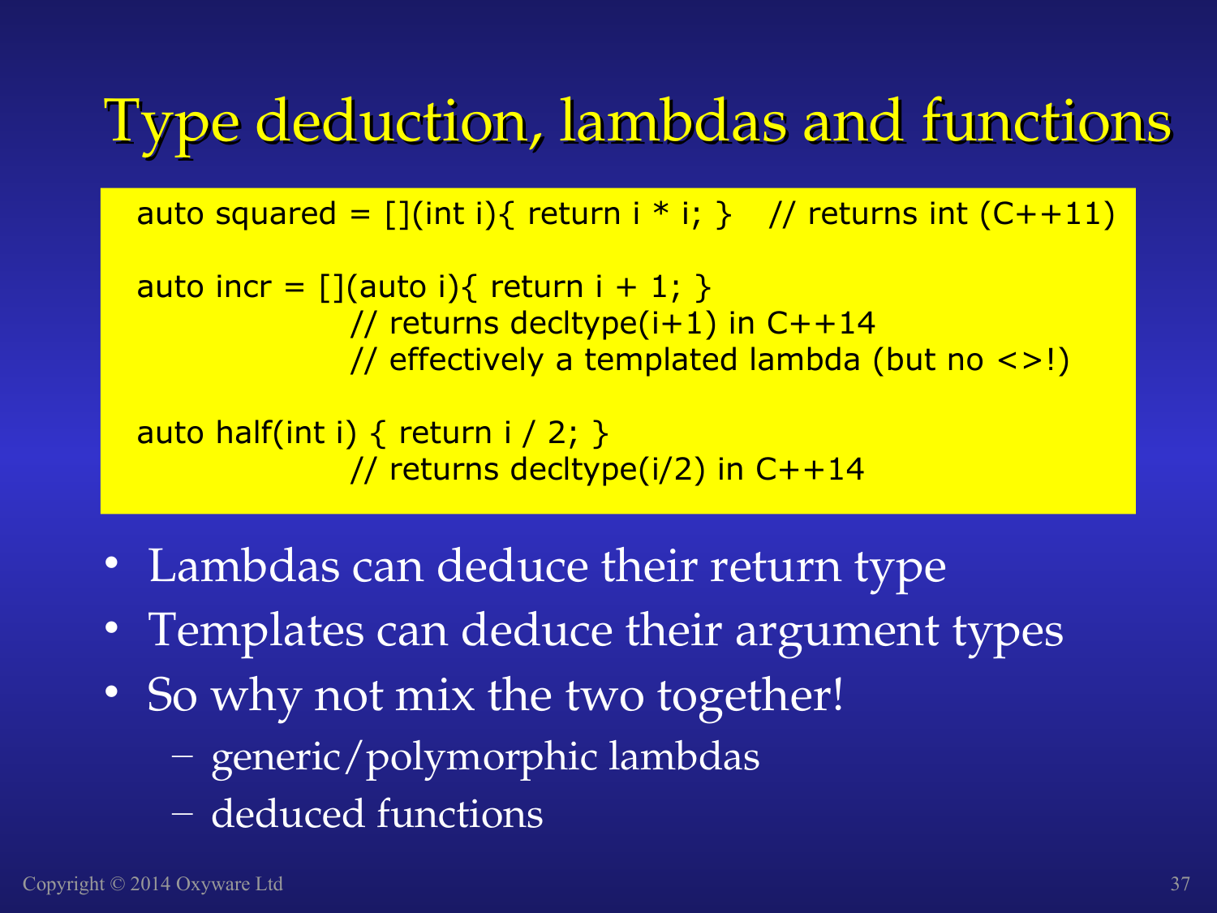# Type deduction, lambdas and functions

```
auto squared = [](int i){ return i * i; }   // returns int (C++11)

auto incr = [](auto i){ return i + 1; }
               // returns decltype(i+1) in C++14
               // effectively a templated lambda (but no <>!)

auto half(int i) { return i / 2; }
               // returns decltype(i/2) in C++14
```

- Lambdas can deduce their return type
- Templates can deduce their argument types
- So why not mix the two together!
  - generic/polymorphic lambdas
  - deduced functions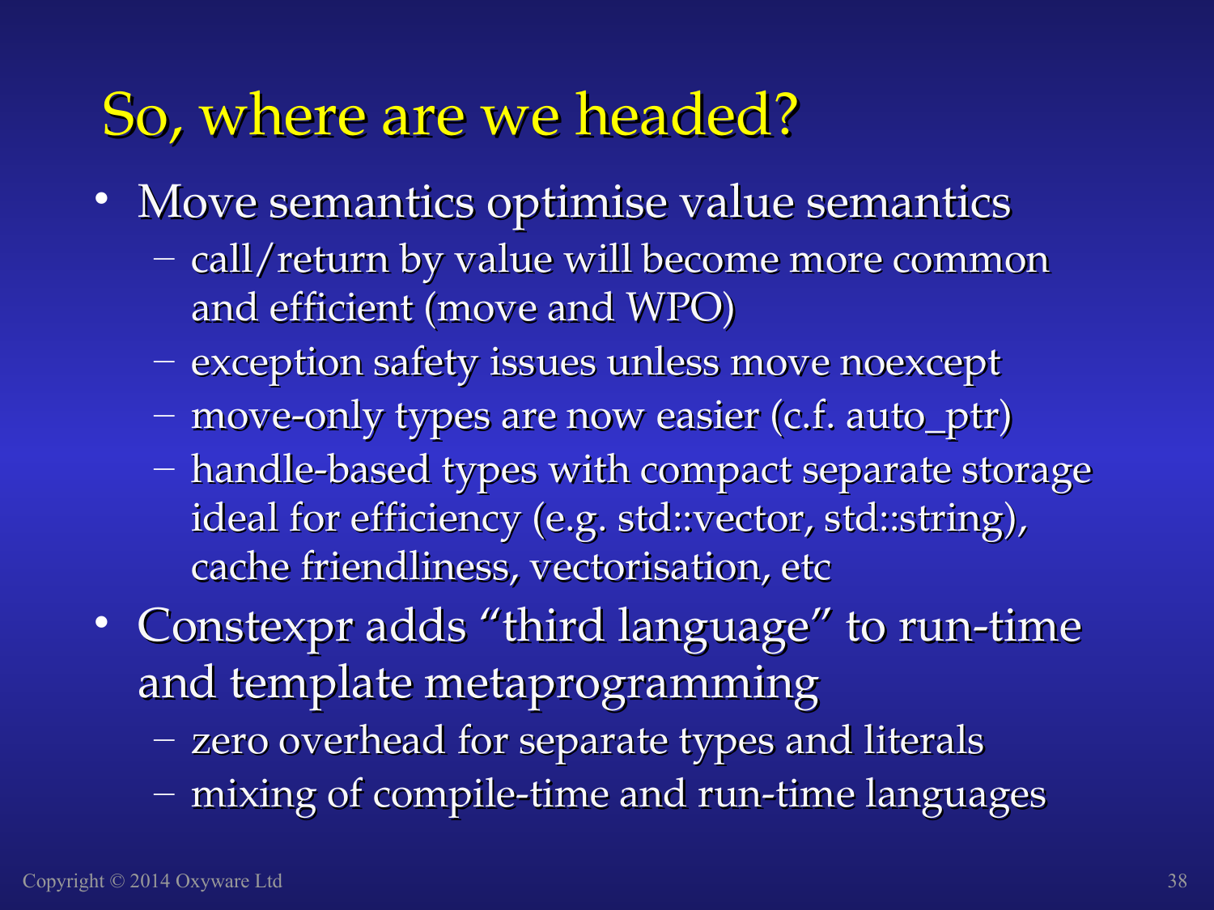# So, where are we headed?

- Move semantics optimise value semantics
  - call/return by value will become more common and efficient (move and WPO)
  - exception safety issues unless move noexcept
  - move-only types are now easier (c.f. auto_ptr)
  - handle-based types with compact separate storage ideal for efficiency (e.g. std::vector, std::string), cache friendliness, vectorisation, etc
- Constexpr adds "third language" to run-time and template metaprogramming
  - zero overhead for separate types and literals
  - mixing of compile-time and run-time languages

Copyright © 2014 Oxyware Ltd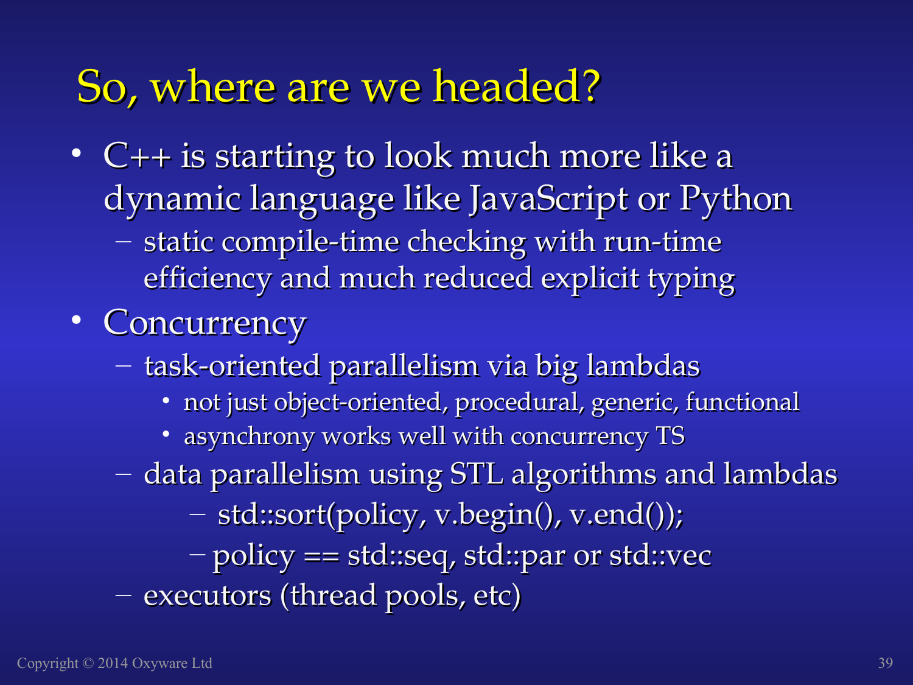# So, where are we headed?

- C++ is starting to look much more like a dynamic language like JavaScript or Python
  - static compile-time checking with run-time efficiency and much reduced explicit typing
- Concurrency
  - task-oriented parallelism via big lambdas
    - not just object-oriented, procedural, generic, functional
    - asynchrony works well with concurrency TS
  - data parallelism using STL algorithms and lambdas
    - std::sort(policy, v.begin(), v.end());
    - policy == std::seq, std::par or std::vec
  - executors (thread pools, etc)

Copyright © 2014 Oxyware Ltd